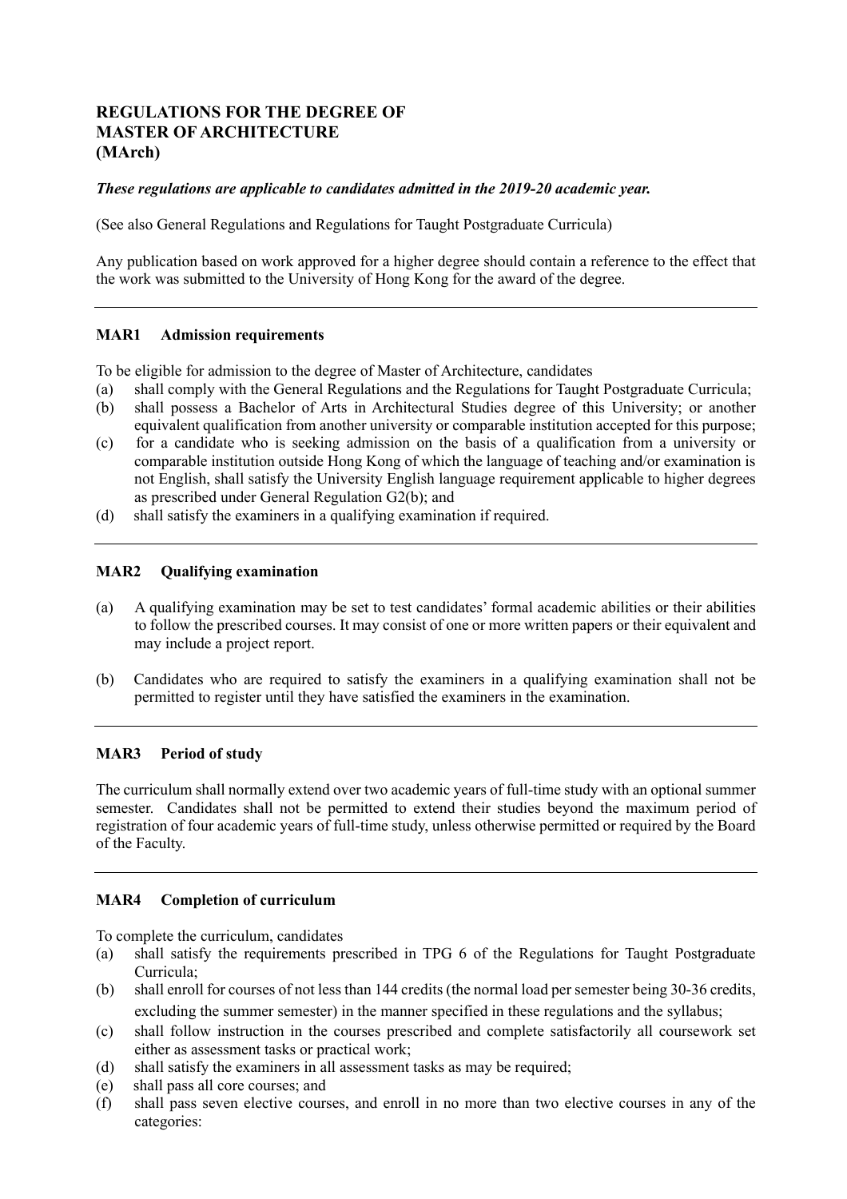# REGULATIONS FOR THE DEGREE OF MASTER OF ARCHITECTURE (MArch)

***These regulations are applicable to candidates admitted in the 2019-20 academic year.***

(See also General Regulations and Regulations for Taught Postgraduate Curricula)

Any publication based on work approved for a higher degree should contain a reference to the effect that the work was submitted to the University of Hong Kong for the award of the degree.

---

### MAR1 Admission requirements

To be eligible for admission to the degree of Master of Architecture, candidates

(a) shall comply with the General Regulations and the Regulations for Taught Postgraduate Curricula;
(b) shall possess a Bachelor of Arts in Architectural Studies degree of this University; or another equivalent qualification from another university or comparable institution accepted for this purpose;
(c) for a candidate who is seeking admission on the basis of a qualification from a university or comparable institution outside Hong Kong of which the language of teaching and/or examination is not English, shall satisfy the University English language requirement applicable to higher degrees as prescribed under General Regulation G2(b); and
(d) shall satisfy the examiners in a qualifying examination if required.

---

### MAR2 Qualifying examination

(a) A qualifying examination may be set to test candidates' formal academic abilities or their abilities to follow the prescribed courses. It may consist of one or more written papers or their equivalent and may include a project report.

(b) Candidates who are required to satisfy the examiners in a qualifying examination shall not be permitted to register until they have satisfied the examiners in the examination.

---

### MAR3 Period of study

The curriculum shall normally extend over two academic years of full-time study with an optional summer semester. Candidates shall not be permitted to extend their studies beyond the maximum period of registration of four academic years of full-time study, unless otherwise permitted or required by the Board of the Faculty.

---

### MAR4 Completion of curriculum

To complete the curriculum, candidates

(a) shall satisfy the requirements prescribed in TPG 6 of the Regulations for Taught Postgraduate Curricula;
(b) shall enroll for courses of not less than 144 credits (the normal load per semester being 30-36 credits, excluding the summer semester) in the manner specified in these regulations and the syllabus;
(c) shall follow instruction in the courses prescribed and complete satisfactorily all coursework set either as assessment tasks or practical work;
(d) shall satisfy the examiners in all assessment tasks as may be required;
(e) shall pass all core courses; and
(f) shall pass seven elective courses, and enroll in no more than two elective courses in any of the categories: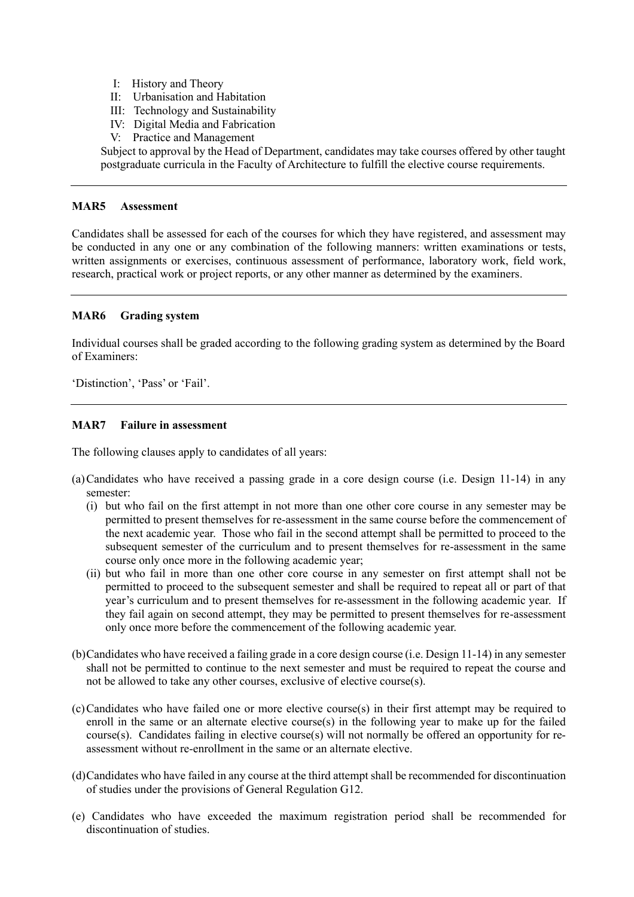I: History and Theory
II: Urbanisation and Habitation
III: Technology and Sustainability
IV: Digital Media and Fabrication
V: Practice and Management

Subject to approval by the Head of Department, candidates may take courses offered by other taught postgraduate curricula in the Faculty of Architecture to fulfill the elective course requirements.

---

### MAR5 Assessment

Candidates shall be assessed for each of the courses for which they have registered, and assessment may be conducted in any one or any combination of the following manners: written examinations or tests, written assignments or exercises, continuous assessment of performance, laboratory work, field work, research, practical work or project reports, or any other manner as determined by the examiners.

---

### MAR6 Grading system

Individual courses shall be graded according to the following grading system as determined by the Board of Examiners:

'Distinction', 'Pass' or 'Fail'.

---

### MAR7 Failure in assessment

The following clauses apply to candidates of all years:

(a) Candidates who have received a passing grade in a core design course (i.e. Design 11-14) in any semester:
   (i) but who fail on the first attempt in not more than one other core course in any semester may be permitted to present themselves for re-assessment in the same course before the commencement of the next academic year. Those who fail in the second attempt shall be permitted to proceed to the subsequent semester of the curriculum and to present themselves for re-assessment in the same course only once more in the following academic year;
   (ii) but who fail in more than one other core course in any semester on first attempt shall not be permitted to proceed to the subsequent semester and shall be required to repeat all or part of that year's curriculum and to present themselves for re-assessment in the following academic year. If they fail again on second attempt, they may be permitted to present themselves for re-assessment only once more before the commencement of the following academic year.

(b) Candidates who have received a failing grade in a core design course (i.e. Design 11-14) in any semester shall not be permitted to continue to the next semester and must be required to repeat the course and not be allowed to take any other courses, exclusive of elective course(s).

(c) Candidates who have failed one or more elective course(s) in their first attempt may be required to enroll in the same or an alternate elective course(s) in the following year to make up for the failed course(s). Candidates failing in elective course(s) will not normally be offered an opportunity for re-assessment without re-enrollment in the same or an alternate elective.

(d) Candidates who have failed in any course at the third attempt shall be recommended for discontinuation of studies under the provisions of General Regulation G12.

(e) Candidates who have exceeded the maximum registration period shall be recommended for discontinuation of studies.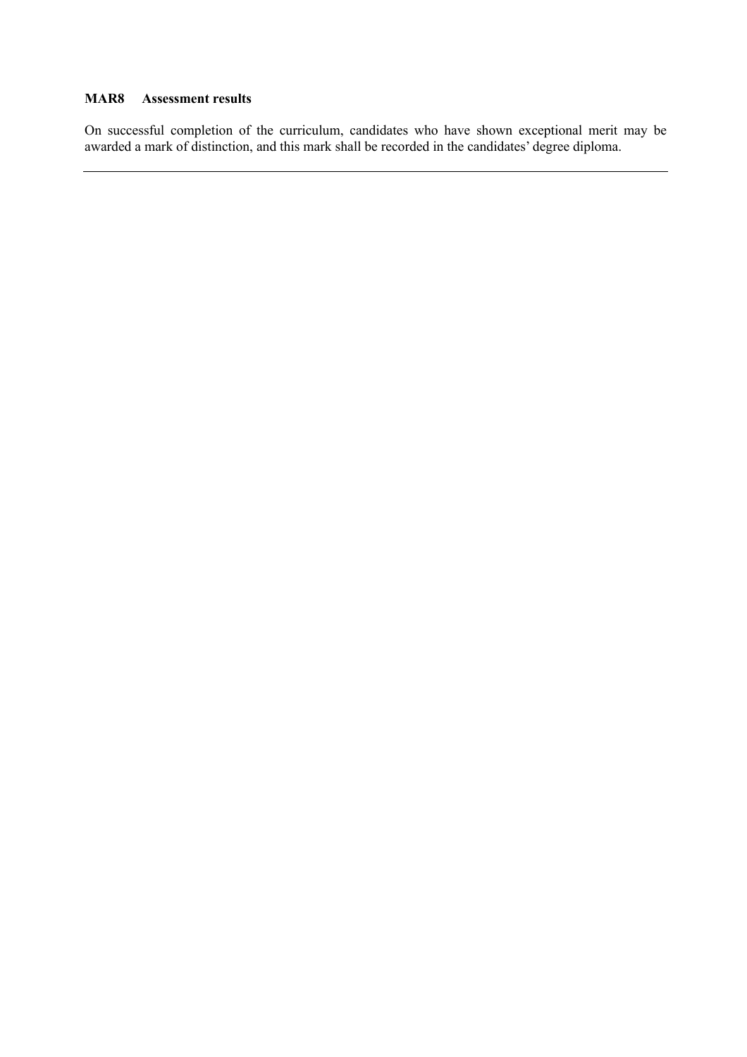### MAR8 Assessment results

On successful completion of the curriculum, candidates who have shown exceptional merit may be awarded a mark of distinction, and this mark shall be recorded in the candidates' degree diploma.

---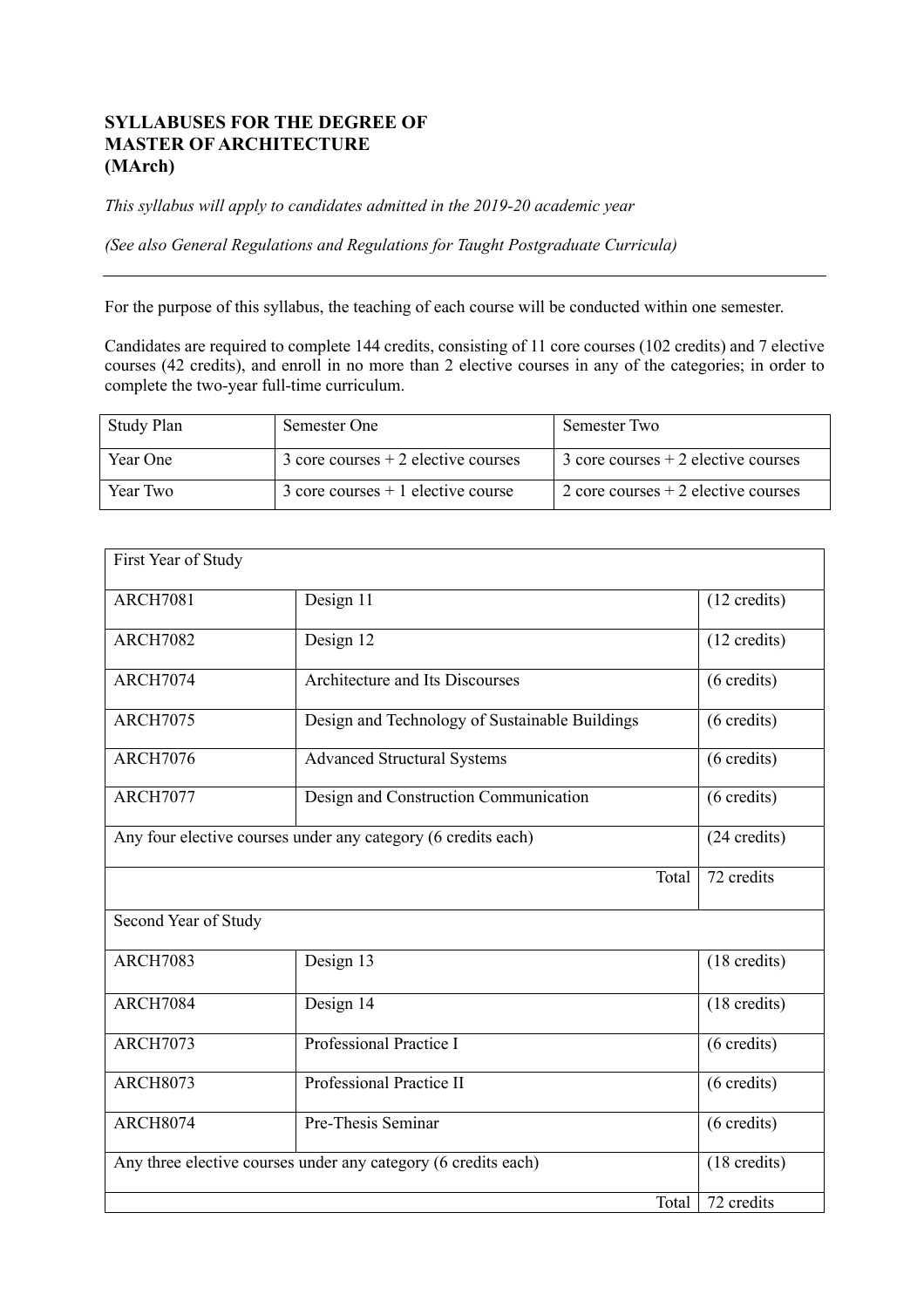**SYLLABUSES FOR THE DEGREE OF MASTER OF ARCHITECTURE (MArch)**

*This syllabus will apply to candidates admitted in the 2019-20 academic year*

*(See also General Regulations and Regulations for Taught Postgraduate Curricula)*

---

For the purpose of this syllabus, the teaching of each course will be conducted within one semester.

Candidates are required to complete 144 credits, consisting of 11 core courses (102 credits) and 7 elective courses (42 credits), and enroll in no more than 2 elective courses in any of the categories; in order to complete the two-year full-time curriculum.

| Study Plan | Semester One | Semester Two |
|---|---|---|
| Year One | 3 core courses + 2 elective courses | 3 core courses + 2 elective courses |
| Year Two | 3 core courses + 1 elective course | 2 core courses + 2 elective courses |

| First Year of Study | | |
|---|---|---|
| ARCH7081 | Design 11 | (12 credits) |
| ARCH7082 | Design 12 | (12 credits) |
| ARCH7074 | Architecture and Its Discourses | (6 credits) |
| ARCH7075 | Design and Technology of Sustainable Buildings | (6 credits) |
| ARCH7076 | Advanced Structural Systems | (6 credits) |
| ARCH7077 | Design and Construction Communication | (6 credits) |
| Any four elective courses under any category (6 credits each) | | (24 credits) |
| | Total | 72 credits |
| **Second Year of Study** | | |
| ARCH7083 | Design 13 | (18 credits) |
| ARCH7084 | Design 14 | (18 credits) |
| ARCH7073 | Professional Practice I | (6 credits) |
| ARCH8073 | Professional Practice II | (6 credits) |
| ARCH8074 | Pre-Thesis Seminar | (6 credits) |
| Any three elective courses under any category (6 credits each) | | (18 credits) |
| | Total | 72 credits |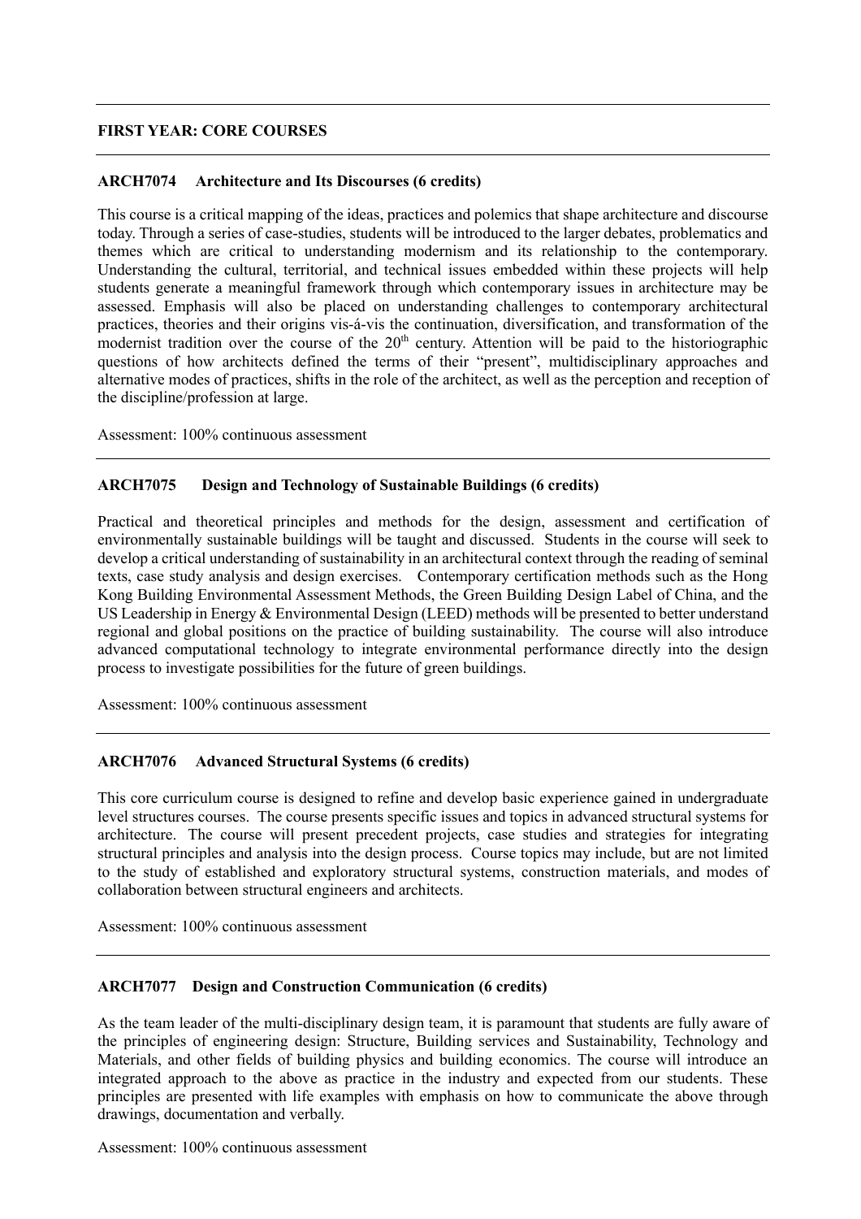## FIRST YEAR: CORE COURSES

### ARCH7074 Architecture and Its Discourses (6 credits)

This course is a critical mapping of the ideas, practices and polemics that shape architecture and discourse today. Through a series of case-studies, students will be introduced to the larger debates, problematics and themes which are critical to understanding modernism and its relationship to the contemporary. Understanding the cultural, territorial, and technical issues embedded within these projects will help students generate a meaningful framework through which contemporary issues in architecture may be assessed. Emphasis will also be placed on understanding challenges to contemporary architectural practices, theories and their origins vis-á-vis the continuation, diversification, and transformation of the modernist tradition over the course of the 20th century. Attention will be paid to the historiographic questions of how architects defined the terms of their "present", multidisciplinary approaches and alternative modes of practices, shifts in the role of the architect, as well as the perception and reception of the discipline/profession at large.

Assessment: 100% continuous assessment

### ARCH7075 Design and Technology of Sustainable Buildings (6 credits)

Practical and theoretical principles and methods for the design, assessment and certification of environmentally sustainable buildings will be taught and discussed. Students in the course will seek to develop a critical understanding of sustainability in an architectural context through the reading of seminal texts, case study analysis and design exercises. Contemporary certification methods such as the Hong Kong Building Environmental Assessment Methods, the Green Building Design Label of China, and the US Leadership in Energy & Environmental Design (LEED) methods will be presented to better understand regional and global positions on the practice of building sustainability. The course will also introduce advanced computational technology to integrate environmental performance directly into the design process to investigate possibilities for the future of green buildings.

Assessment: 100% continuous assessment

### ARCH7076 Advanced Structural Systems (6 credits)

This core curriculum course is designed to refine and develop basic experience gained in undergraduate level structures courses. The course presents specific issues and topics in advanced structural systems for architecture. The course will present precedent projects, case studies and strategies for integrating structural principles and analysis into the design process. Course topics may include, but are not limited to the study of established and exploratory structural systems, construction materials, and modes of collaboration between structural engineers and architects.

Assessment: 100% continuous assessment

### ARCH7077 Design and Construction Communication (6 credits)

As the team leader of the multi-disciplinary design team, it is paramount that students are fully aware of the principles of engineering design: Structure, Building services and Sustainability, Technology and Materials, and other fields of building physics and building economics. The course will introduce an integrated approach to the above as practice in the industry and expected from our students. These principles are presented with life examples with emphasis on how to communicate the above through drawings, documentation and verbally.

Assessment: 100% continuous assessment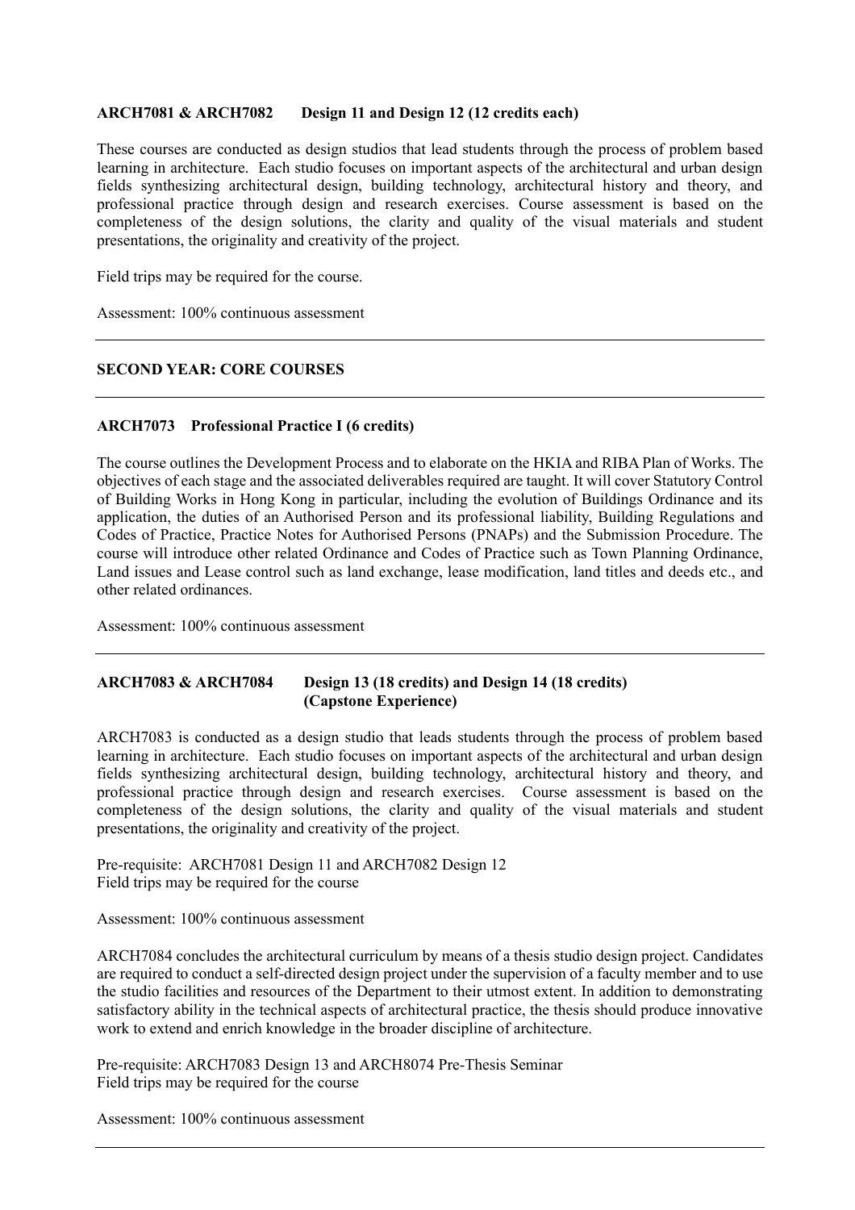**ARCH7081 & ARCH7082 Design 11 and Design 12 (12 credits each)**

These courses are conducted as design studios that lead students through the process of problem based learning in architecture. Each studio focuses on important aspects of the architectural and urban design fields synthesizing architectural design, building technology, architectural history and theory, and professional practice through design and research exercises. Course assessment is based on the completeness of the design solutions, the clarity and quality of the visual materials and student presentations, the originality and creativity of the project.

Field trips may be required for the course.

Assessment: 100% continuous assessment

---

**SECOND YEAR: CORE COURSES**

---

**ARCH7073 Professional Practice I (6 credits)**

The course outlines the Development Process and to elaborate on the HKIA and RIBA Plan of Works. The objectives of each stage and the associated deliverables required are taught. It will cover Statutory Control of Building Works in Hong Kong in particular, including the evolution of Buildings Ordinance and its application, the duties of an Authorised Person and its professional liability, Building Regulations and Codes of Practice, Practice Notes for Authorised Persons (PNAPs) and the Submission Procedure. The course will introduce other related Ordinance and Codes of Practice such as Town Planning Ordinance, Land issues and Lease control such as land exchange, lease modification, land titles and deeds etc., and other related ordinances.

Assessment: 100% continuous assessment

---

**ARCH7083 & ARCH7084 Design 13 (18 credits) and Design 14 (18 credits) (Capstone Experience)**

ARCH7083 is conducted as a design studio that leads students through the process of problem based learning in architecture. Each studio focuses on important aspects of the architectural and urban design fields synthesizing architectural design, building technology, architectural history and theory, and professional practice through design and research exercises. Course assessment is based on the completeness of the design solutions, the clarity and quality of the visual materials and student presentations, the originality and creativity of the project.

Pre-requisite: ARCH7081 Design 11 and ARCH7082 Design 12
Field trips may be required for the course

Assessment: 100% continuous assessment

ARCH7084 concludes the architectural curriculum by means of a thesis studio design project. Candidates are required to conduct a self-directed design project under the supervision of a faculty member and to use the studio facilities and resources of the Department to their utmost extent. In addition to demonstrating satisfactory ability in the technical aspects of architectural practice, the thesis should produce innovative work to extend and enrich knowledge in the broader discipline of architecture.

Pre-requisite: ARCH7083 Design 13 and ARCH8074 Pre-Thesis Seminar
Field trips may be required for the course

Assessment: 100% continuous assessment

---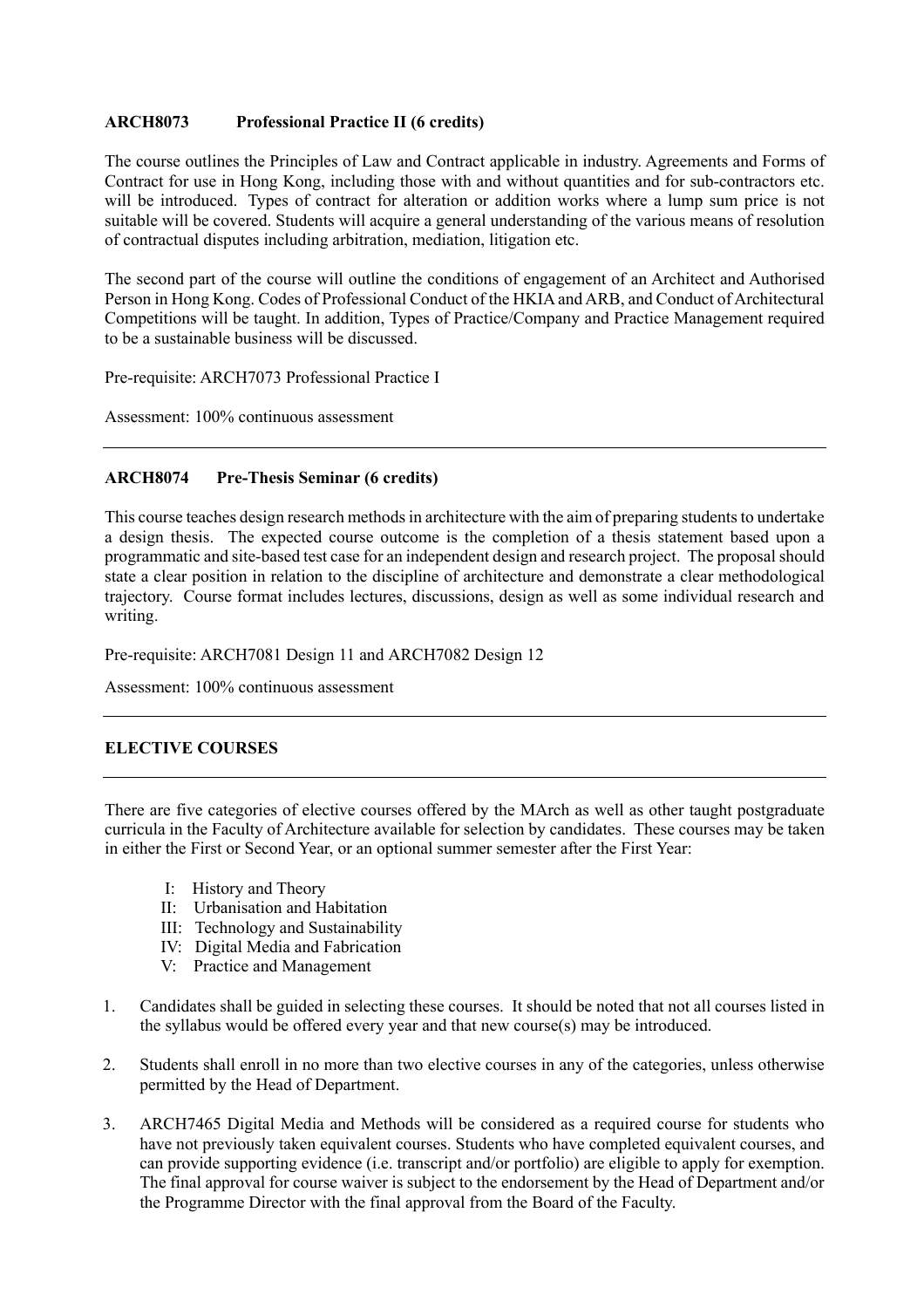### ARCH8073 Professional Practice II (6 credits)

The course outlines the Principles of Law and Contract applicable in industry. Agreements and Forms of Contract for use in Hong Kong, including those with and without quantities and for sub-contractors etc. will be introduced. Types of contract for alteration or addition works where a lump sum price is not suitable will be covered. Students will acquire a general understanding of the various means of resolution of contractual disputes including arbitration, mediation, litigation etc.

The second part of the course will outline the conditions of engagement of an Architect and Authorised Person in Hong Kong. Codes of Professional Conduct of the HKIA and ARB, and Conduct of Architectural Competitions will be taught. In addition, Types of Practice/Company and Practice Management required to be a sustainable business will be discussed.

Pre-requisite: ARCH7073 Professional Practice I

Assessment: 100% continuous assessment

---

### ARCH8074 Pre-Thesis Seminar (6 credits)

This course teaches design research methods in architecture with the aim of preparing students to undertake a design thesis. The expected course outcome is the completion of a thesis statement based upon a programmatic and site-based test case for an independent design and research project. The proposal should state a clear position in relation to the discipline of architecture and demonstrate a clear methodological trajectory. Course format includes lectures, discussions, design as well as some individual research and writing.

Pre-requisite: ARCH7081 Design 11 and ARCH7082 Design 12

Assessment: 100% continuous assessment

---

## ELECTIVE COURSES

---

There are five categories of elective courses offered by the MArch as well as other taught postgraduate curricula in the Faculty of Architecture available for selection by candidates. These courses may be taken in either the First or Second Year, or an optional summer semester after the First Year:

- I: History and Theory
- II: Urbanisation and Habitation
- III: Technology and Sustainability
- IV: Digital Media and Fabrication
- V: Practice and Management

1. Candidates shall be guided in selecting these courses. It should be noted that not all courses listed in the syllabus would be offered every year and that new course(s) may be introduced.
2. Students shall enroll in no more than two elective courses in any of the categories, unless otherwise permitted by the Head of Department.
3. ARCH7465 Digital Media and Methods will be considered as a required course for students who have not previously taken equivalent courses. Students who have completed equivalent courses, and can provide supporting evidence (i.e. transcript and/or portfolio) are eligible to apply for exemption. The final approval for course waiver is subject to the endorsement by the Head of Department and/or the Programme Director with the final approval from the Board of the Faculty.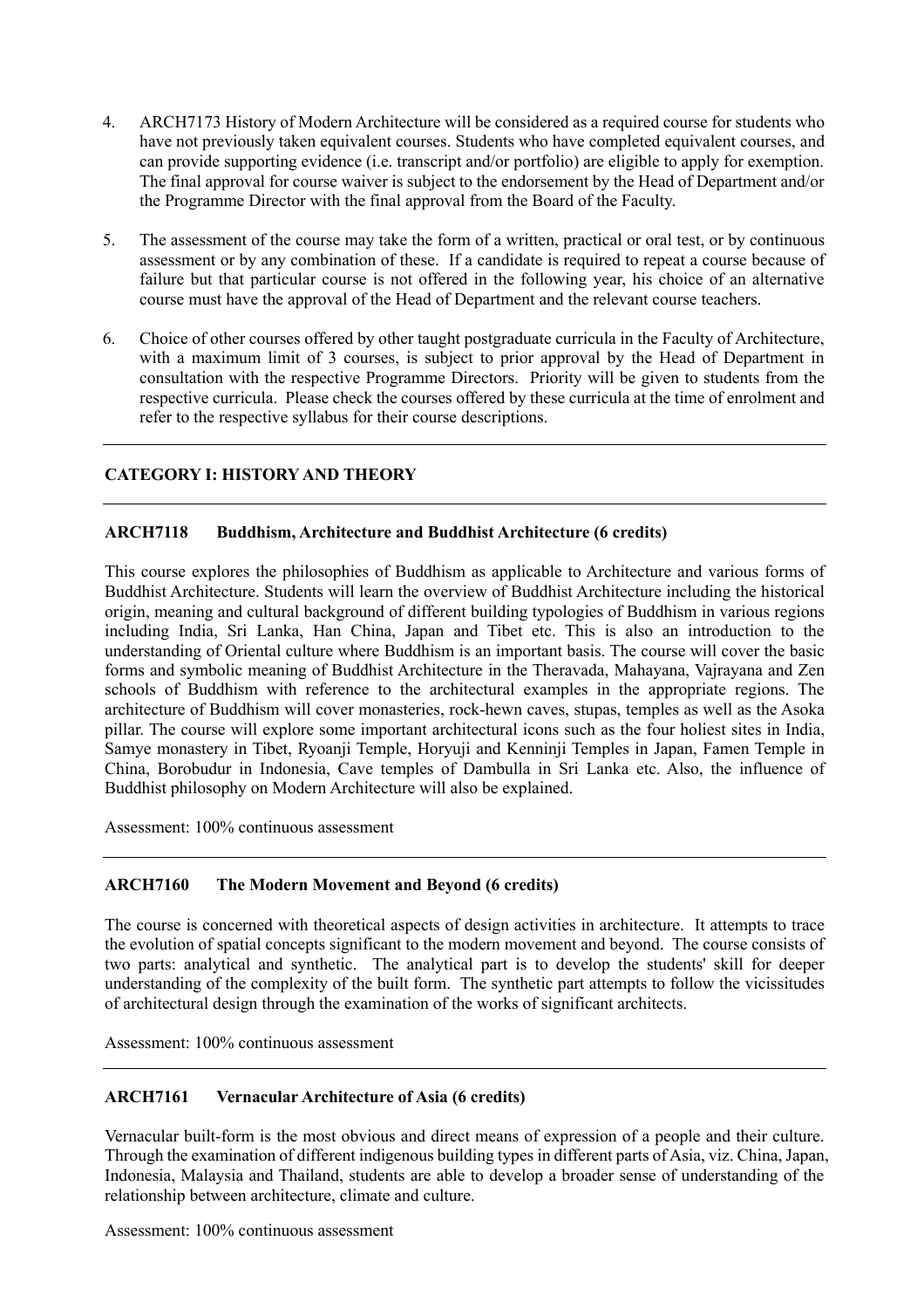4. ARCH7173 History of Modern Architecture will be considered as a required course for students who have not previously taken equivalent courses. Students who have completed equivalent courses, and can provide supporting evidence (i.e. transcript and/or portfolio) are eligible to apply for exemption. The final approval for course waiver is subject to the endorsement by the Head of Department and/or the Programme Director with the final approval from the Board of the Faculty.

5. The assessment of the course may take the form of a written, practical or oral test, or by continuous assessment or by any combination of these. If a candidate is required to repeat a course because of failure but that particular course is not offered in the following year, his choice of an alternative course must have the approval of the Head of Department and the relevant course teachers.

6. Choice of other courses offered by other taught postgraduate curricula in the Faculty of Architecture, with a maximum limit of 3 courses, is subject to prior approval by the Head of Department in consultation with the respective Programme Directors. Priority will be given to students from the respective curricula. Please check the courses offered by these curricula at the time of enrolment and refer to the respective syllabus for their course descriptions.

---

## CATEGORY I: HISTORY AND THEORY

---

### ARCH7118 Buddhism, Architecture and Buddhist Architecture (6 credits)

This course explores the philosophies of Buddhism as applicable to Architecture and various forms of Buddhist Architecture. Students will learn the overview of Buddhist Architecture including the historical origin, meaning and cultural background of different building typologies of Buddhism in various regions including India, Sri Lanka, Han China, Japan and Tibet etc. This is also an introduction to the understanding of Oriental culture where Buddhism is an important basis. The course will cover the basic forms and symbolic meaning of Buddhist Architecture in the Theravada, Mahayana, Vajrayana and Zen schools of Buddhism with reference to the architectural examples in the appropriate regions. The architecture of Buddhism will cover monasteries, rock-hewn caves, stupas, temples as well as the Asoka pillar. The course will explore some important architectural icons such as the four holiest sites in India, Samye monastery in Tibet, Ryoanji Temple, Horyuji and Kenninji Temples in Japan, Famen Temple in China, Borobudur in Indonesia, Cave temples of Dambulla in Sri Lanka etc. Also, the influence of Buddhist philosophy on Modern Architecture will also be explained.

Assessment: 100% continuous assessment

---

### ARCH7160 The Modern Movement and Beyond (6 credits)

The course is concerned with theoretical aspects of design activities in architecture. It attempts to trace the evolution of spatial concepts significant to the modern movement and beyond. The course consists of two parts: analytical and synthetic. The analytical part is to develop the students' skill for deeper understanding of the complexity of the built form. The synthetic part attempts to follow the vicissitudes of architectural design through the examination of the works of significant architects.

Assessment: 100% continuous assessment

---

### ARCH7161 Vernacular Architecture of Asia (6 credits)

Vernacular built-form is the most obvious and direct means of expression of a people and their culture. Through the examination of different indigenous building types in different parts of Asia, viz. China, Japan, Indonesia, Malaysia and Thailand, students are able to develop a broader sense of understanding of the relationship between architecture, climate and culture.

Assessment: 100% continuous assessment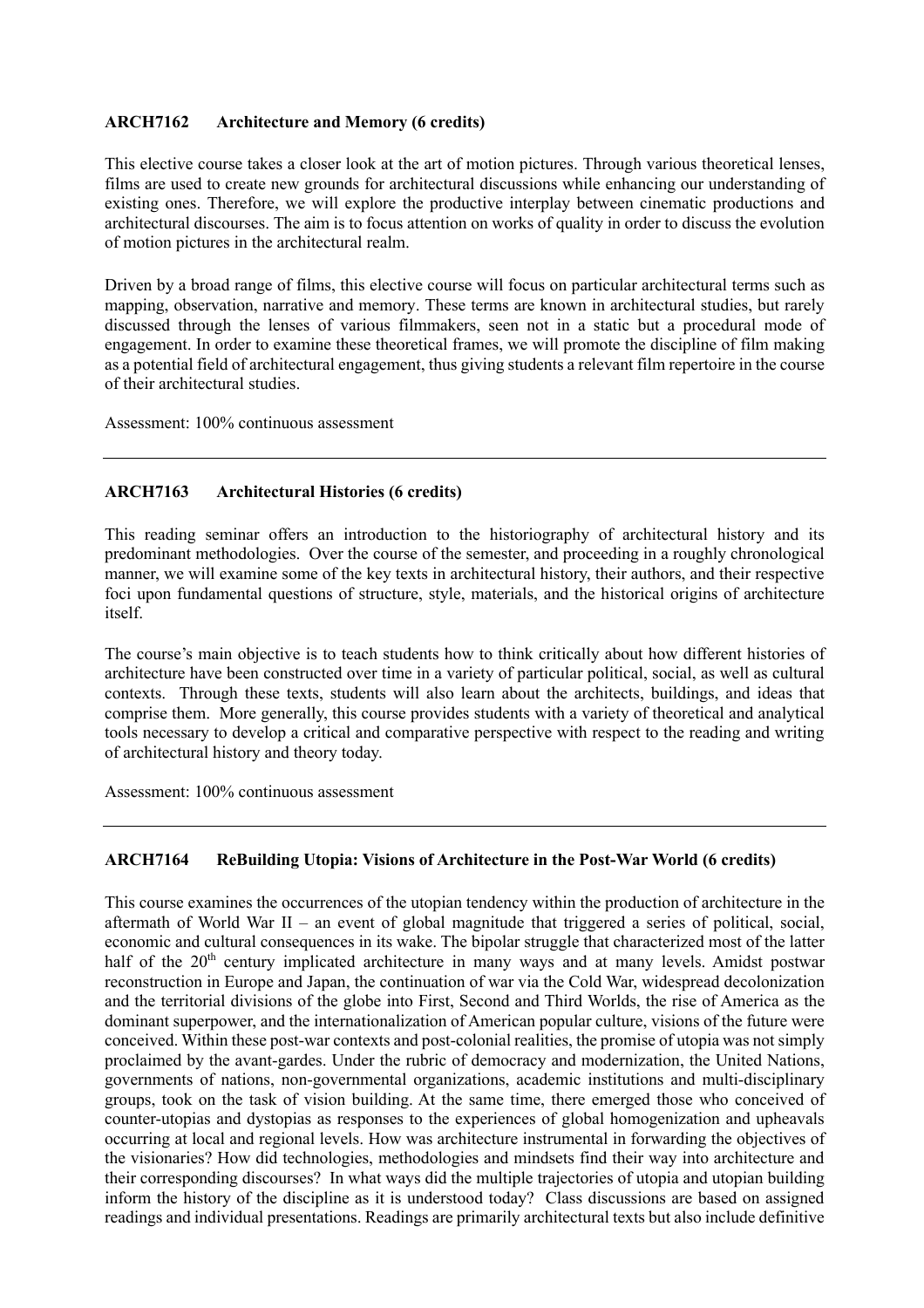**ARCH7162 Architecture and Memory (6 credits)**

This elective course takes a closer look at the art of motion pictures. Through various theoretical lenses, films are used to create new grounds for architectural discussions while enhancing our understanding of existing ones. Therefore, we will explore the productive interplay between cinematic productions and architectural discourses. The aim is to focus attention on works of quality in order to discuss the evolution of motion pictures in the architectural realm.

Driven by a broad range of films, this elective course will focus on particular architectural terms such as mapping, observation, narrative and memory. These terms are known in architectural studies, but rarely discussed through the lenses of various filmmakers, seen not in a static but a procedural mode of engagement. In order to examine these theoretical frames, we will promote the discipline of film making as a potential field of architectural engagement, thus giving students a relevant film repertoire in the course of their architectural studies.

Assessment: 100% continuous assessment

---

**ARCH7163 Architectural Histories (6 credits)**

This reading seminar offers an introduction to the historiography of architectural history and its predominant methodologies. Over the course of the semester, and proceeding in a roughly chronological manner, we will examine some of the key texts in architectural history, their authors, and their respective foci upon fundamental questions of structure, style, materials, and the historical origins of architecture itself.

The course's main objective is to teach students how to think critically about how different histories of architecture have been constructed over time in a variety of particular political, social, as well as cultural contexts. Through these texts, students will also learn about the architects, buildings, and ideas that comprise them. More generally, this course provides students with a variety of theoretical and analytical tools necessary to develop a critical and comparative perspective with respect to the reading and writing of architectural history and theory today.

Assessment: 100% continuous assessment

---

**ARCH7164 ReBuilding Utopia: Visions of Architecture in the Post-War World (6 credits)**

This course examines the occurrences of the utopian tendency within the production of architecture in the aftermath of World War II – an event of global magnitude that triggered a series of political, social, economic and cultural consequences in its wake. The bipolar struggle that characterized most of the latter half of the 20th century implicated architecture in many ways and at many levels. Amidst postwar reconstruction in Europe and Japan, the continuation of war via the Cold War, widespread decolonization and the territorial divisions of the globe into First, Second and Third Worlds, the rise of America as the dominant superpower, and the internationalization of American popular culture, visions of the future were conceived. Within these post-war contexts and post-colonial realities, the promise of utopia was not simply proclaimed by the avant-gardes. Under the rubric of democracy and modernization, the United Nations, governments of nations, non-governmental organizations, academic institutions and multi-disciplinary groups, took on the task of vision building. At the same time, there emerged those who conceived of counter-utopias and dystopias as responses to the experiences of global homogenization and upheavals occurring at local and regional levels. How was architecture instrumental in forwarding the objectives of the visionaries? How did technologies, methodologies and mindsets find their way into architecture and their corresponding discourses? In what ways did the multiple trajectories of utopia and utopian building inform the history of the discipline as it is understood today? Class discussions are based on assigned readings and individual presentations. Readings are primarily architectural texts but also include definitive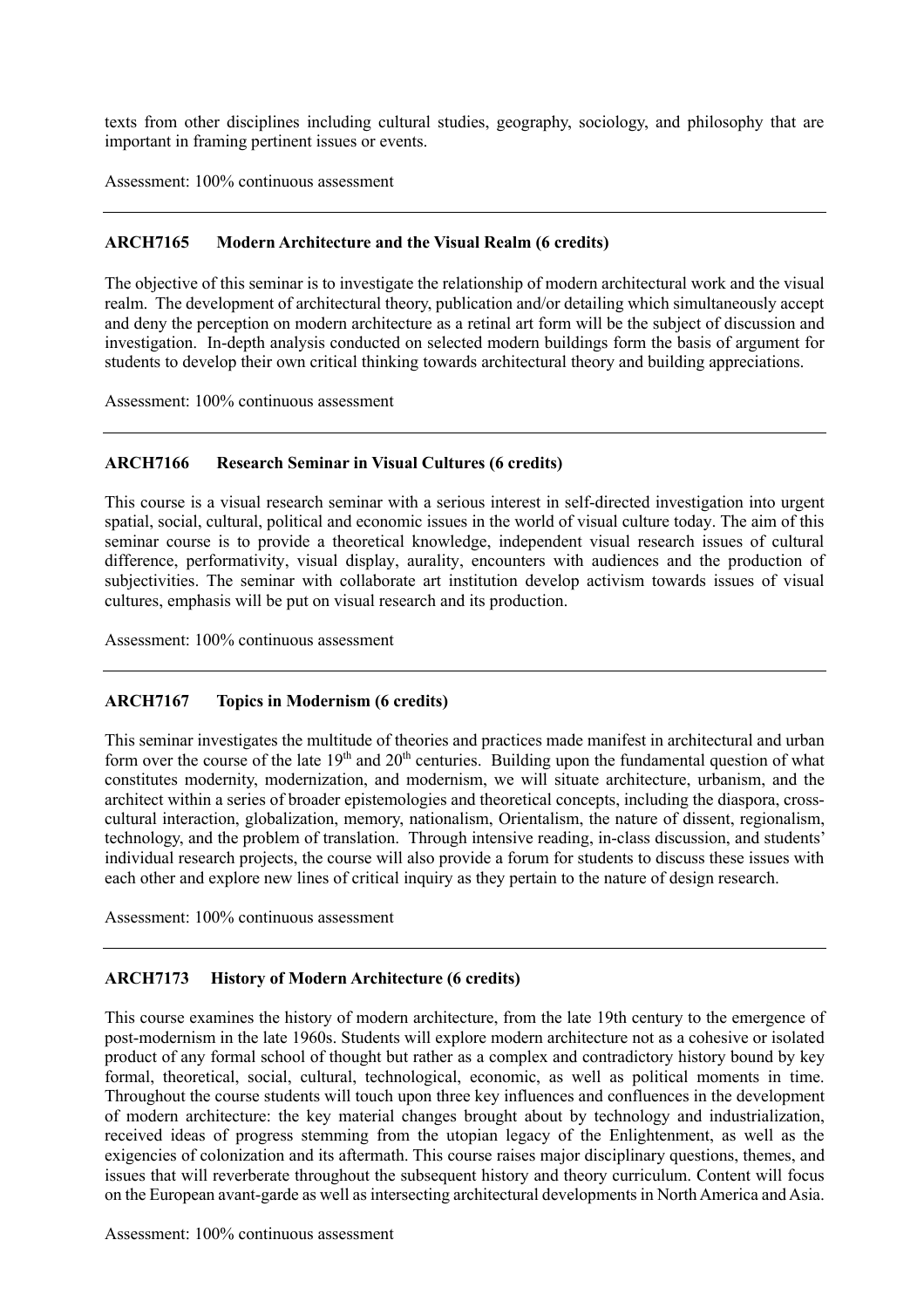texts from other disciplines including cultural studies, geography, sociology, and philosophy that are important in framing pertinent issues or events.

Assessment: 100% continuous assessment

---

### ARCH7165 Modern Architecture and the Visual Realm (6 credits)

The objective of this seminar is to investigate the relationship of modern architectural work and the visual realm. The development of architectural theory, publication and/or detailing which simultaneously accept and deny the perception on modern architecture as a retinal art form will be the subject of discussion and investigation. In-depth analysis conducted on selected modern buildings form the basis of argument for students to develop their own critical thinking towards architectural theory and building appreciations.

Assessment: 100% continuous assessment

---

### ARCH7166 Research Seminar in Visual Cultures (6 credits)

This course is a visual research seminar with a serious interest in self-directed investigation into urgent spatial, social, cultural, political and economic issues in the world of visual culture today. The aim of this seminar course is to provide a theoretical knowledge, independent visual research issues of cultural difference, performativity, visual display, aurality, encounters with audiences and the production of subjectivities. The seminar with collaborate art institution develop activism towards issues of visual cultures, emphasis will be put on visual research and its production.

Assessment: 100% continuous assessment

---

### ARCH7167 Topics in Modernism (6 credits)

This seminar investigates the multitude of theories and practices made manifest in architectural and urban form over the course of the late 19th and 20th centuries. Building upon the fundamental question of what constitutes modernity, modernization, and modernism, we will situate architecture, urbanism, and the architect within a series of broader epistemologies and theoretical concepts, including the diaspora, cross-cultural interaction, globalization, memory, nationalism, Orientalism, the nature of dissent, regionalism, technology, and the problem of translation. Through intensive reading, in-class discussion, and students' individual research projects, the course will also provide a forum for students to discuss these issues with each other and explore new lines of critical inquiry as they pertain to the nature of design research.

Assessment: 100% continuous assessment

---

### ARCH7173 History of Modern Architecture (6 credits)

This course examines the history of modern architecture, from the late 19th century to the emergence of post-modernism in the late 1960s. Students will explore modern architecture not as a cohesive or isolated product of any formal school of thought but rather as a complex and contradictory history bound by key formal, theoretical, social, cultural, technological, economic, as well as political moments in time. Throughout the course students will touch upon three key influences and confluences in the development of modern architecture: the key material changes brought about by technology and industrialization, received ideas of progress stemming from the utopian legacy of the Enlightenment, as well as the exigencies of colonization and its aftermath. This course raises major disciplinary questions, themes, and issues that will reverberate throughout the subsequent history and theory curriculum. Content will focus on the European avant-garde as well as intersecting architectural developments in North America and Asia.

Assessment: 100% continuous assessment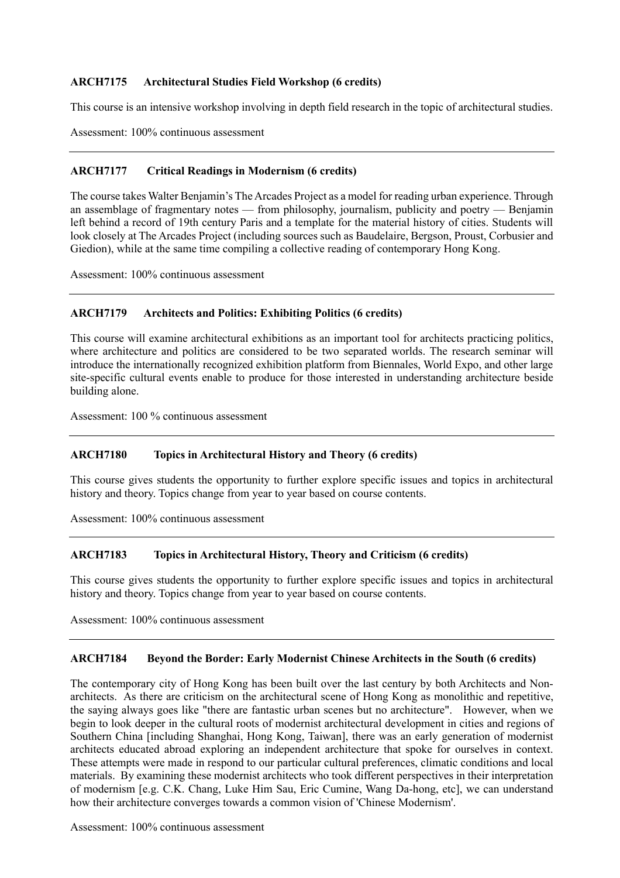**ARCH7175 Architectural Studies Field Workshop (6 credits)**

This course is an intensive workshop involving in depth field research in the topic of architectural studies.

Assessment: 100% continuous assessment

---

**ARCH7177 Critical Readings in Modernism (6 credits)**

The course takes Walter Benjamin's The Arcades Project as a model for reading urban experience. Through an assemblage of fragmentary notes — from philosophy, journalism, publicity and poetry — Benjamin left behind a record of 19th century Paris and a template for the material history of cities. Students will look closely at The Arcades Project (including sources such as Baudelaire, Bergson, Proust, Corbusier and Giedion), while at the same time compiling a collective reading of contemporary Hong Kong.

Assessment: 100% continuous assessment

---

**ARCH7179 Architects and Politics: Exhibiting Politics (6 credits)**

This course will examine architectural exhibitions as an important tool for architects practicing politics, where architecture and politics are considered to be two separated worlds. The research seminar will introduce the internationally recognized exhibition platform from Biennales, World Expo, and other large site-specific cultural events enable to produce for those interested in understanding architecture beside building alone.

Assessment: 100 % continuous assessment

---

**ARCH7180 Topics in Architectural History and Theory (6 credits)**

This course gives students the opportunity to further explore specific issues and topics in architectural history and theory. Topics change from year to year based on course contents.

Assessment: 100% continuous assessment

---

**ARCH7183 Topics in Architectural History, Theory and Criticism (6 credits)**

This course gives students the opportunity to further explore specific issues and topics in architectural history and theory. Topics change from year to year based on course contents.

Assessment: 100% continuous assessment

---

**ARCH7184 Beyond the Border: Early Modernist Chinese Architects in the South (6 credits)**

The contemporary city of Hong Kong has been built over the last century by both Architects and Non-architects. As there are criticism on the architectural scene of Hong Kong as monolithic and repetitive, the saying always goes like "there are fantastic urban scenes but no architecture". However, when we begin to look deeper in the cultural roots of modernist architectural development in cities and regions of Southern China [including Shanghai, Hong Kong, Taiwan], there was an early generation of modernist architects educated abroad exploring an independent architecture that spoke for ourselves in context. These attempts were made in respond to our particular cultural preferences, climatic conditions and local materials. By examining these modernist architects who took different perspectives in their interpretation of modernism [e.g. C.K. Chang, Luke Him Sau, Eric Cumine, Wang Da-hong, etc], we can understand how their architecture converges towards a common vision of 'Chinese Modernism'.

Assessment: 100% continuous assessment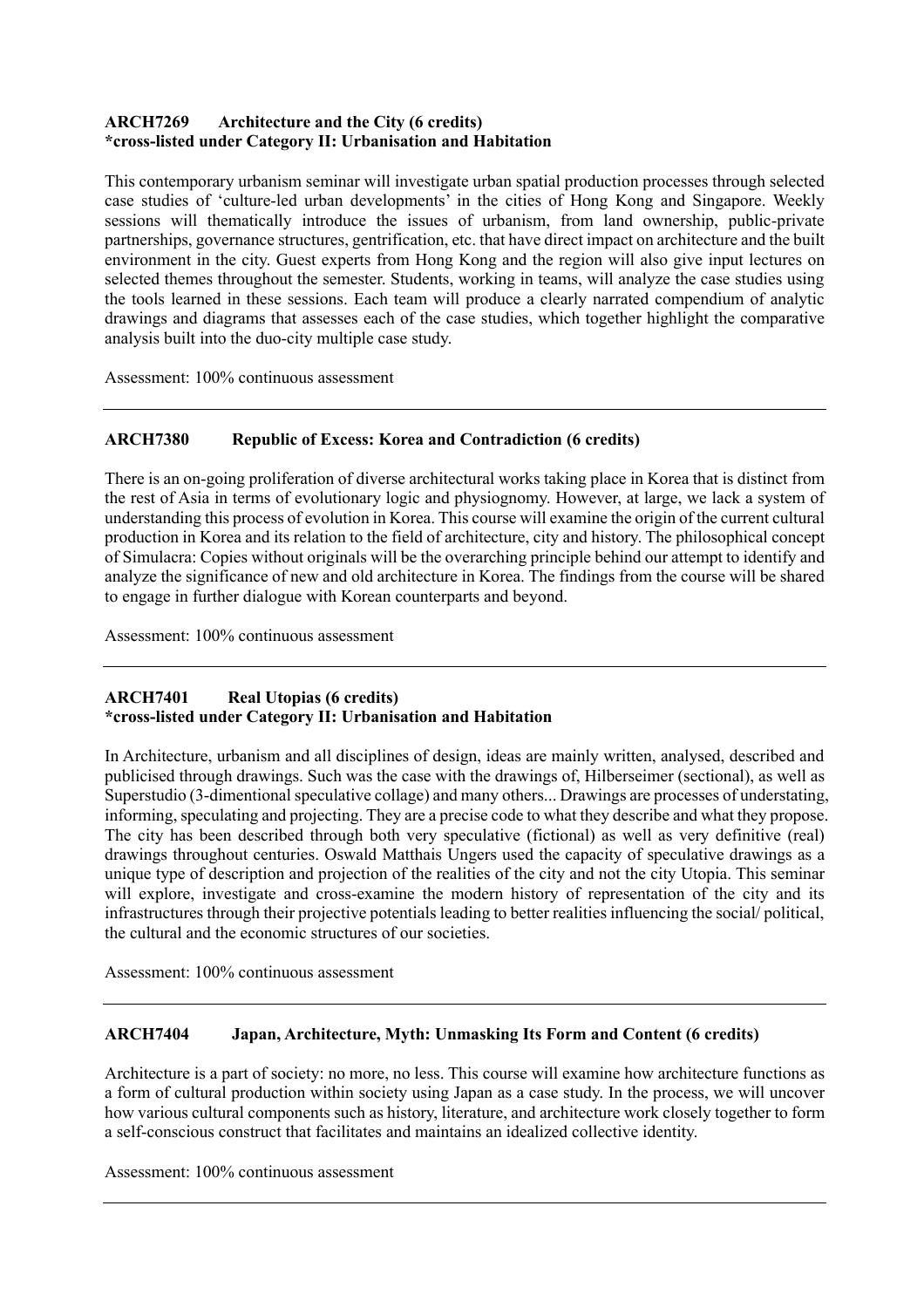**ARCH7269 Architecture and the City (6 credits)**
**\*cross-listed under Category II: Urbanisation and Habitation**

This contemporary urbanism seminar will investigate urban spatial production processes through selected case studies of 'culture-led urban developments' in the cities of Hong Kong and Singapore. Weekly sessions will thematically introduce the issues of urbanism, from land ownership, public-private partnerships, governance structures, gentrification, etc. that have direct impact on architecture and the built environment in the city. Guest experts from Hong Kong and the region will also give input lectures on selected themes throughout the semester. Students, working in teams, will analyze the case studies using the tools learned in these sessions. Each team will produce a clearly narrated compendium of analytic drawings and diagrams that assesses each of the case studies, which together highlight the comparative analysis built into the duo-city multiple case study.

Assessment: 100% continuous assessment

---

**ARCH7380 Republic of Excess: Korea and Contradiction (6 credits)**

There is an on-going proliferation of diverse architectural works taking place in Korea that is distinct from the rest of Asia in terms of evolutionary logic and physiognomy. However, at large, we lack a system of understanding this process of evolution in Korea. This course will examine the origin of the current cultural production in Korea and its relation to the field of architecture, city and history. The philosophical concept of Simulacra: Copies without originals will be the overarching principle behind our attempt to identify and analyze the significance of new and old architecture in Korea. The findings from the course will be shared to engage in further dialogue with Korean counterparts and beyond.

Assessment: 100% continuous assessment

---

**ARCH7401 Real Utopias (6 credits)**
**\*cross-listed under Category II: Urbanisation and Habitation**

In Architecture, urbanism and all disciplines of design, ideas are mainly written, analysed, described and publicised through drawings. Such was the case with the drawings of, Hilberseimer (sectional), as well as Superstudio (3-dimentional speculative collage) and many others... Drawings are processes of understating, informing, speculating and projecting. They are a precise code to what they describe and what they propose. The city has been described through both very speculative (fictional) as well as very definitive (real) drawings throughout centuries. Oswald Matthais Ungers used the capacity of speculative drawings as a unique type of description and projection of the realities of the city and not the city Utopia. This seminar will explore, investigate and cross-examine the modern history of representation of the city and its infrastructures through their projective potentials leading to better realities influencing the social/ political, the cultural and the economic structures of our societies.

Assessment: 100% continuous assessment

---

**ARCH7404 Japan, Architecture, Myth: Unmasking Its Form and Content (6 credits)**

Architecture is a part of society: no more, no less. This course will examine how architecture functions as a form of cultural production within society using Japan as a case study. In the process, we will uncover how various cultural components such as history, literature, and architecture work closely together to form a self-conscious construct that facilitates and maintains an idealized collective identity.

Assessment: 100% continuous assessment

---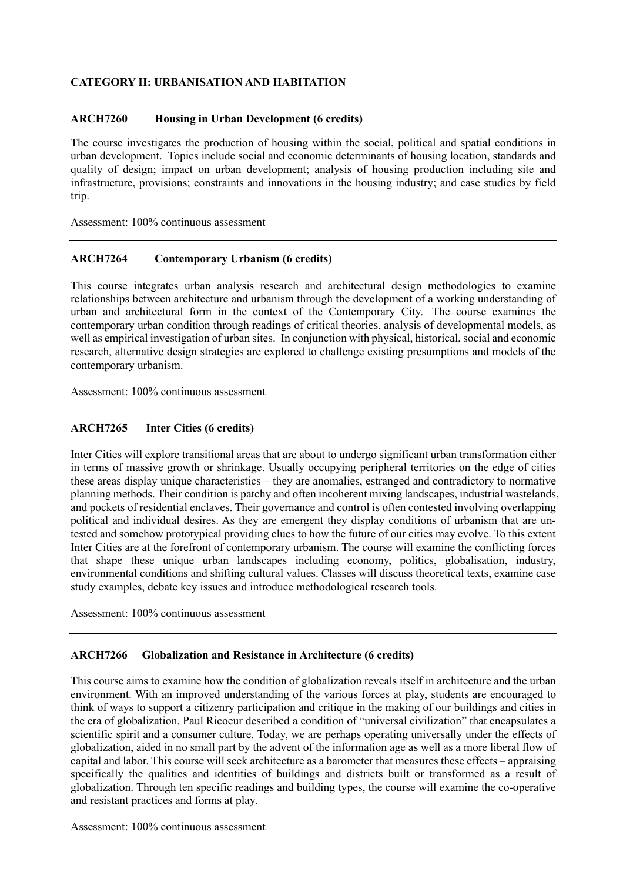## CATEGORY II: URBANISATION AND HABITATION

---

### ARCH7260 Housing in Urban Development (6 credits)

The course investigates the production of housing within the social, political and spatial conditions in urban development. Topics include social and economic determinants of housing location, standards and quality of design; impact on urban development; analysis of housing production including site and infrastructure, provisions; constraints and innovations in the housing industry; and case studies by field trip.

Assessment: 100% continuous assessment

---

### ARCH7264 Contemporary Urbanism (6 credits)

This course integrates urban analysis research and architectural design methodologies to examine relationships between architecture and urbanism through the development of a working understanding of urban and architectural form in the context of the Contemporary City. The course examines the contemporary urban condition through readings of critical theories, analysis of developmental models, as well as empirical investigation of urban sites. In conjunction with physical, historical, social and economic research, alternative design strategies are explored to challenge existing presumptions and models of the contemporary urbanism.

Assessment: 100% continuous assessment

---

### ARCH7265 Inter Cities (6 credits)

Inter Cities will explore transitional areas that are about to undergo significant urban transformation either in terms of massive growth or shrinkage. Usually occupying peripheral territories on the edge of cities these areas display unique characteristics – they are anomalies, estranged and contradictory to normative planning methods. Their condition is patchy and often incoherent mixing landscapes, industrial wastelands, and pockets of residential enclaves. Their governance and control is often contested involving overlapping political and individual desires. As they are emergent they display conditions of urbanism that are untested and somehow prototypical providing clues to how the future of our cities may evolve. To this extent Inter Cities are at the forefront of contemporary urbanism. The course will examine the conflicting forces that shape these unique urban landscapes including economy, politics, globalisation, industry, environmental conditions and shifting cultural values. Classes will discuss theoretical texts, examine case study examples, debate key issues and introduce methodological research tools.

Assessment: 100% continuous assessment

---

### ARCH7266 Globalization and Resistance in Architecture (6 credits)

This course aims to examine how the condition of globalization reveals itself in architecture and the urban environment. With an improved understanding of the various forces at play, students are encouraged to think of ways to support a citizenry participation and critique in the making of our buildings and cities in the era of globalization. Paul Ricoeur described a condition of "universal civilization" that encapsulates a scientific spirit and a consumer culture. Today, we are perhaps operating universally under the effects of globalization, aided in no small part by the advent of the information age as well as a more liberal flow of capital and labor. This course will seek architecture as a barometer that measures these effects – appraising specifically the qualities and identities of buildings and districts built or transformed as a result of globalization. Through ten specific readings and building types, the course will examine the co-operative and resistant practices and forms at play.

Assessment: 100% continuous assessment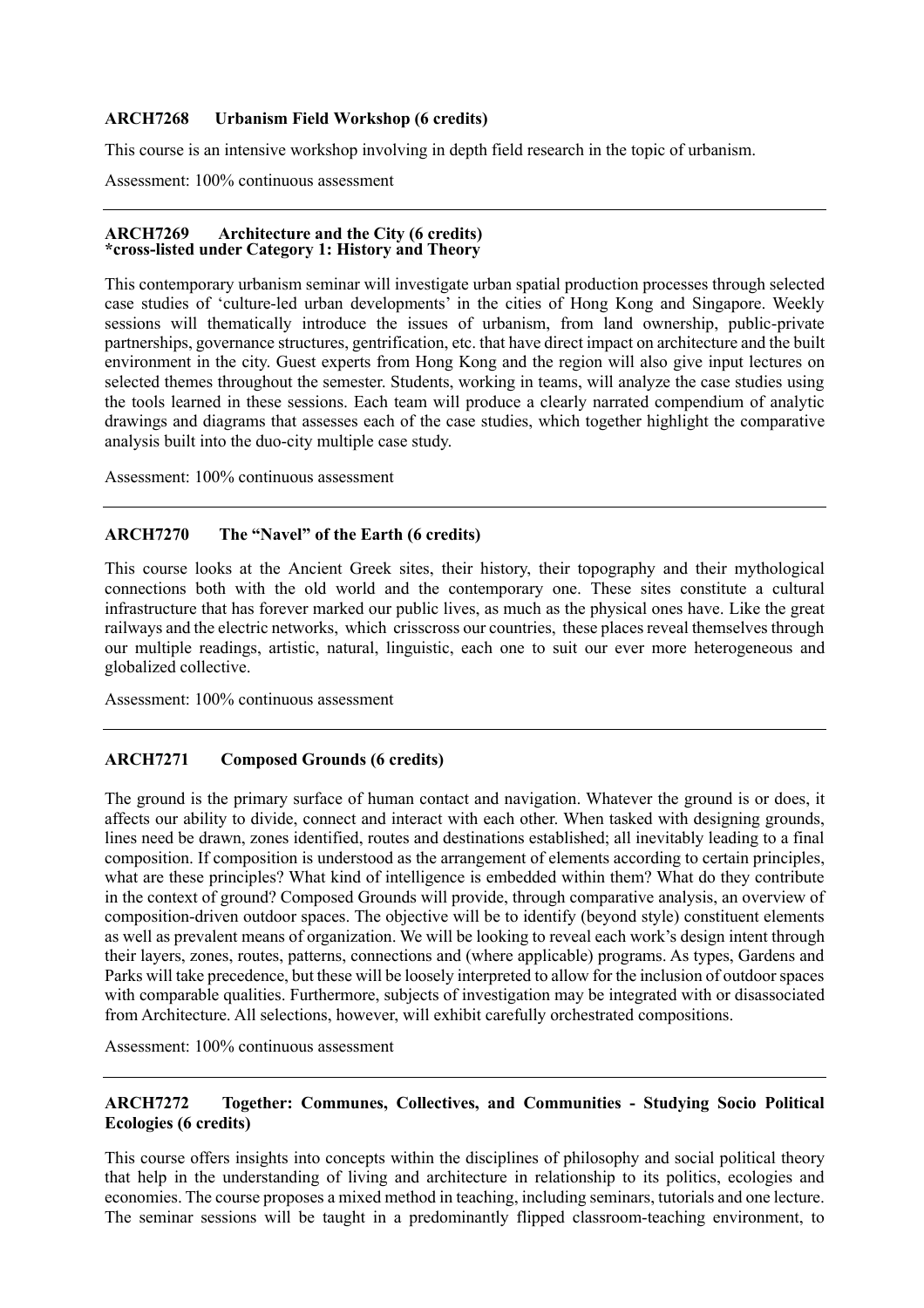### ARCH7268 Urbanism Field Workshop (6 credits)

This course is an intensive workshop involving in depth field research in the topic of urbanism.

Assessment: 100% continuous assessment

---

### ARCH7269 Architecture and the City (6 credits)
**\*cross-listed under Category 1: History and Theory**

This contemporary urbanism seminar will investigate urban spatial production processes through selected case studies of 'culture-led urban developments' in the cities of Hong Kong and Singapore. Weekly sessions will thematically introduce the issues of urbanism, from land ownership, public-private partnerships, governance structures, gentrification, etc. that have direct impact on architecture and the built environment in the city. Guest experts from Hong Kong and the region will also give input lectures on selected themes throughout the semester. Students, working in teams, will analyze the case studies using the tools learned in these sessions. Each team will produce a clearly narrated compendium of analytic drawings and diagrams that assesses each of the case studies, which together highlight the comparative analysis built into the duo-city multiple case study.

Assessment: 100% continuous assessment

---

### ARCH7270 The "Navel" of the Earth (6 credits)

This course looks at the Ancient Greek sites, their history, their topography and their mythological connections both with the old world and the contemporary one. These sites constitute a cultural infrastructure that has forever marked our public lives, as much as the physical ones have. Like the great railways and the electric networks, which crisscross our countries, these places reveal themselves through our multiple readings, artistic, natural, linguistic, each one to suit our ever more heterogeneous and globalized collective.

Assessment: 100% continuous assessment

---

### ARCH7271 Composed Grounds (6 credits)

The ground is the primary surface of human contact and navigation. Whatever the ground is or does, it affects our ability to divide, connect and interact with each other. When tasked with designing grounds, lines need be drawn, zones identified, routes and destinations established; all inevitably leading to a final composition. If composition is understood as the arrangement of elements according to certain principles, what are these principles? What kind of intelligence is embedded within them? What do they contribute in the context of ground? Composed Grounds will provide, through comparative analysis, an overview of composition-driven outdoor spaces. The objective will be to identify (beyond style) constituent elements as well as prevalent means of organization. We will be looking to reveal each work's design intent through their layers, zones, routes, patterns, connections and (where applicable) programs. As types, Gardens and Parks will take precedence, but these will be loosely interpreted to allow for the inclusion of outdoor spaces with comparable qualities. Furthermore, subjects of investigation may be integrated with or disassociated from Architecture. All selections, however, will exhibit carefully orchestrated compositions.

Assessment: 100% continuous assessment

---

### ARCH7272 Together: Communes, Collectives, and Communities - Studying Socio Political Ecologies (6 credits)

This course offers insights into concepts within the disciplines of philosophy and social political theory that help in the understanding of living and architecture in relationship to its politics, ecologies and economies. The course proposes a mixed method in teaching, including seminars, tutorials and one lecture. The seminar sessions will be taught in a predominantly flipped classroom-teaching environment, to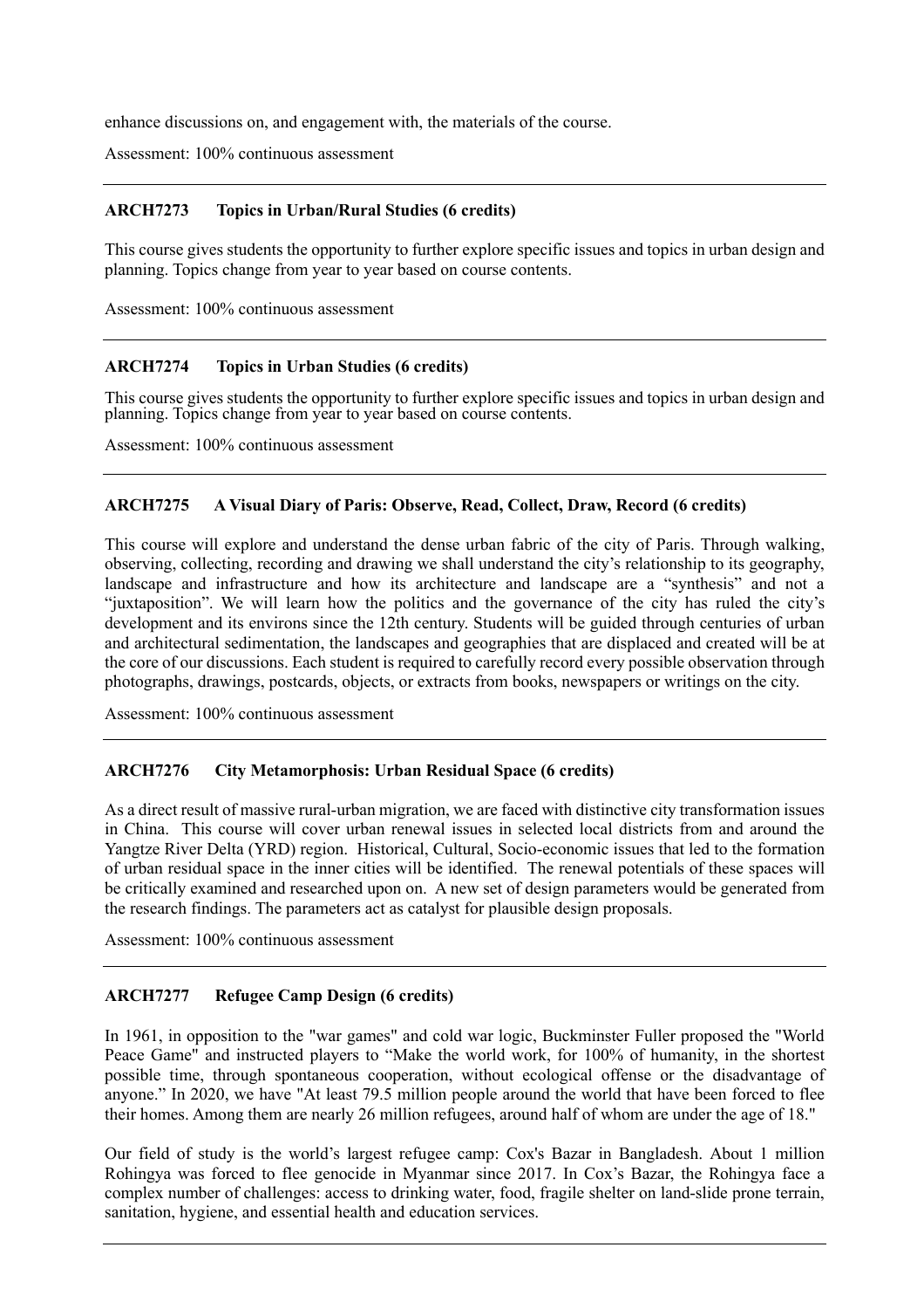enhance discussions on, and engagement with, the materials of the course.

Assessment: 100% continuous assessment

---

### ARCH7273 Topics in Urban/Rural Studies (6 credits)

This course gives students the opportunity to further explore specific issues and topics in urban design and planning. Topics change from year to year based on course contents.

Assessment: 100% continuous assessment

---

### ARCH7274 Topics in Urban Studies (6 credits)

This course gives students the opportunity to further explore specific issues and topics in urban design and planning. Topics change from year to year based on course contents.

Assessment: 100% continuous assessment

---

### ARCH7275 A Visual Diary of Paris: Observe, Read, Collect, Draw, Record (6 credits)

This course will explore and understand the dense urban fabric of the city of Paris. Through walking, observing, collecting, recording and drawing we shall understand the city's relationship to its geography, landscape and infrastructure and how its architecture and landscape are a "synthesis" and not a "juxtaposition". We will learn how the politics and the governance of the city has ruled the city's development and its environs since the 12th century. Students will be guided through centuries of urban and architectural sedimentation, the landscapes and geographies that are displaced and created will be at the core of our discussions. Each student is required to carefully record every possible observation through photographs, drawings, postcards, objects, or extracts from books, newspapers or writings on the city.

Assessment: 100% continuous assessment

---

### ARCH7276 City Metamorphosis: Urban Residual Space (6 credits)

As a direct result of massive rural-urban migration, we are faced with distinctive city transformation issues in China. This course will cover urban renewal issues in selected local districts from and around the Yangtze River Delta (YRD) region. Historical, Cultural, Socio-economic issues that led to the formation of urban residual space in the inner cities will be identified. The renewal potentials of these spaces will be critically examined and researched upon on. A new set of design parameters would be generated from the research findings. The parameters act as catalyst for plausible design proposals.

Assessment: 100% continuous assessment

---

### ARCH7277 Refugee Camp Design (6 credits)

In 1961, in opposition to the "war games" and cold war logic, Buckminster Fuller proposed the "World Peace Game" and instructed players to "Make the world work, for 100% of humanity, in the shortest possible time, through spontaneous cooperation, without ecological offense or the disadvantage of anyone." In 2020, we have "At least 79.5 million people around the world that have been forced to flee their homes. Among them are nearly 26 million refugees, around half of whom are under the age of 18."

Our field of study is the world's largest refugee camp: Cox's Bazar in Bangladesh. About 1 million Rohingya was forced to flee genocide in Myanmar since 2017. In Cox's Bazar, the Rohingya face a complex number of challenges: access to drinking water, food, fragile shelter on land-slide prone terrain, sanitation, hygiene, and essential health and education services.

---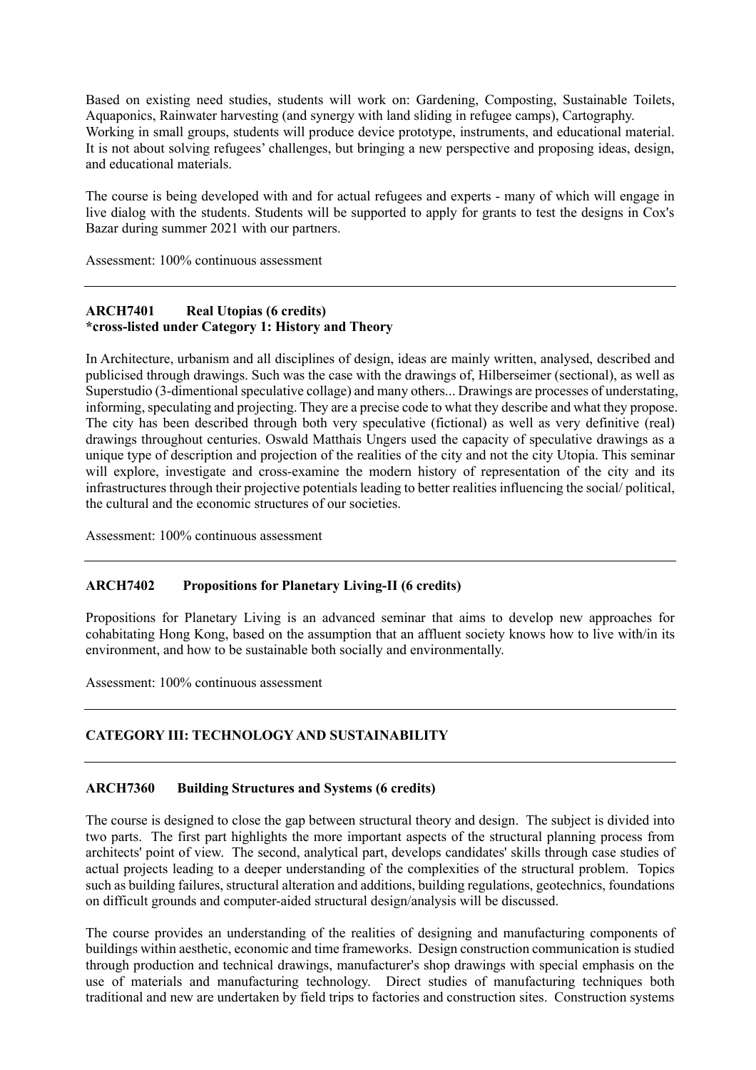Based on existing need studies, students will work on: Gardening, Composting, Sustainable Toilets, Aquaponics, Rainwater harvesting (and synergy with land sliding in refugee camps), Cartography. Working in small groups, students will produce device prototype, instruments, and educational material. It is not about solving refugees' challenges, but bringing a new perspective and proposing ideas, design, and educational materials.

The course is being developed with and for actual refugees and experts - many of which will engage in live dialog with the students. Students will be supported to apply for grants to test the designs in Cox's Bazar during summer 2021 with our partners.

Assessment: 100% continuous assessment

---

**ARCH7401 Real Utopias (6 credits)**
**\*cross-listed under Category 1: History and Theory**

In Architecture, urbanism and all disciplines of design, ideas are mainly written, analysed, described and publicised through drawings. Such was the case with the drawings of, Hilberseimer (sectional), as well as Superstudio (3-dimentional speculative collage) and many others... Drawings are processes of understating, informing, speculating and projecting. They are a precise code to what they describe and what they propose. The city has been described through both very speculative (fictional) as well as very definitive (real) drawings throughout centuries. Oswald Matthais Ungers used the capacity of speculative drawings as a unique type of description and projection of the realities of the city and not the city Utopia. This seminar will explore, investigate and cross-examine the modern history of representation of the city and its infrastructures through their projective potentials leading to better realities influencing the social/ political, the cultural and the economic structures of our societies.

Assessment: 100% continuous assessment

---

**ARCH7402 Propositions for Planetary Living-II (6 credits)**

Propositions for Planetary Living is an advanced seminar that aims to develop new approaches for cohabitating Hong Kong, based on the assumption that an affluent society knows how to live with/in its environment, and how to be sustainable both socially and environmentally.

Assessment: 100% continuous assessment

---

**CATEGORY III: TECHNOLOGY AND SUSTAINABILITY**

---

**ARCH7360 Building Structures and Systems (6 credits)**

The course is designed to close the gap between structural theory and design. The subject is divided into two parts. The first part highlights the more important aspects of the structural planning process from architects' point of view. The second, analytical part, develops candidates' skills through case studies of actual projects leading to a deeper understanding of the complexities of the structural problem. Topics such as building failures, structural alteration and additions, building regulations, geotechnics, foundations on difficult grounds and computer-aided structural design/analysis will be discussed.

The course provides an understanding of the realities of designing and manufacturing components of buildings within aesthetic, economic and time frameworks. Design construction communication is studied through production and technical drawings, manufacturer's shop drawings with special emphasis on the use of materials and manufacturing technology. Direct studies of manufacturing techniques both traditional and new are undertaken by field trips to factories and construction sites. Construction systems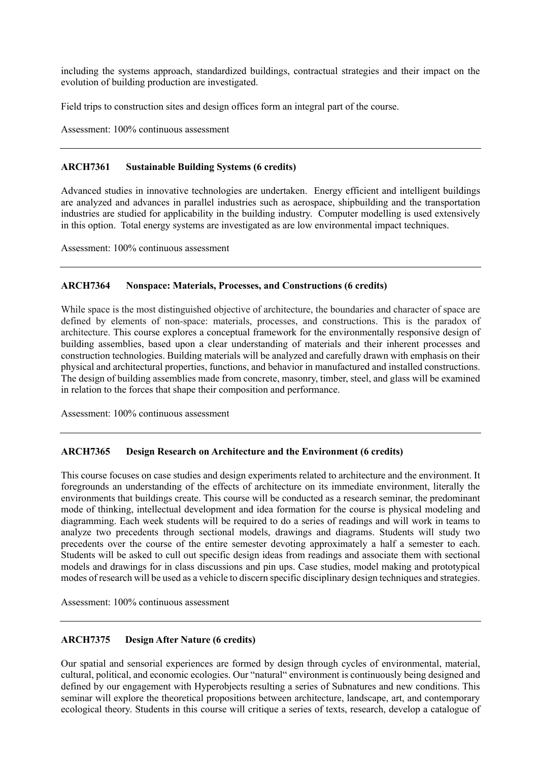including the systems approach, standardized buildings, contractual strategies and their impact on the evolution of building production are investigated.

Field trips to construction sites and design offices form an integral part of the course.

Assessment: 100% continuous assessment

---

### ARCH7361 Sustainable Building Systems (6 credits)

Advanced studies in innovative technologies are undertaken. Energy efficient and intelligent buildings are analyzed and advances in parallel industries such as aerospace, shipbuilding and the transportation industries are studied for applicability in the building industry. Computer modelling is used extensively in this option. Total energy systems are investigated as are low environmental impact techniques.

Assessment: 100% continuous assessment

---

### ARCH7364 Nonspace: Materials, Processes, and Constructions (6 credits)

While space is the most distinguished objective of architecture, the boundaries and character of space are defined by elements of non-space: materials, processes, and constructions. This is the paradox of architecture. This course explores a conceptual framework for the environmentally responsive design of building assemblies, based upon a clear understanding of materials and their inherent processes and construction technologies. Building materials will be analyzed and carefully drawn with emphasis on their physical and architectural properties, functions, and behavior in manufactured and installed constructions. The design of building assemblies made from concrete, masonry, timber, steel, and glass will be examined in relation to the forces that shape their composition and performance.

Assessment: 100% continuous assessment

---

### ARCH7365 Design Research on Architecture and the Environment (6 credits)

This course focuses on case studies and design experiments related to architecture and the environment. It foregrounds an understanding of the effects of architecture on its immediate environment, literally the environments that buildings create. This course will be conducted as a research seminar, the predominant mode of thinking, intellectual development and idea formation for the course is physical modeling and diagramming. Each week students will be required to do a series of readings and will work in teams to analyze two precedents through sectional models, drawings and diagrams. Students will study two precedents over the course of the entire semester devoting approximately a half a semester to each. Students will be asked to cull out specific design ideas from readings and associate them with sectional models and drawings for in class discussions and pin ups. Case studies, model making and prototypical modes of research will be used as a vehicle to discern specific disciplinary design techniques and strategies.

Assessment: 100% continuous assessment

---

### ARCH7375 Design After Nature (6 credits)

Our spatial and sensorial experiences are formed by design through cycles of environmental, material, cultural, political, and economic ecologies. Our "natural" environment is continuously being designed and defined by our engagement with Hyperobjects resulting a series of Subnatures and new conditions. This seminar will explore the theoretical propositions between architecture, landscape, art, and contemporary ecological theory. Students in this course will critique a series of texts, research, develop a catalogue of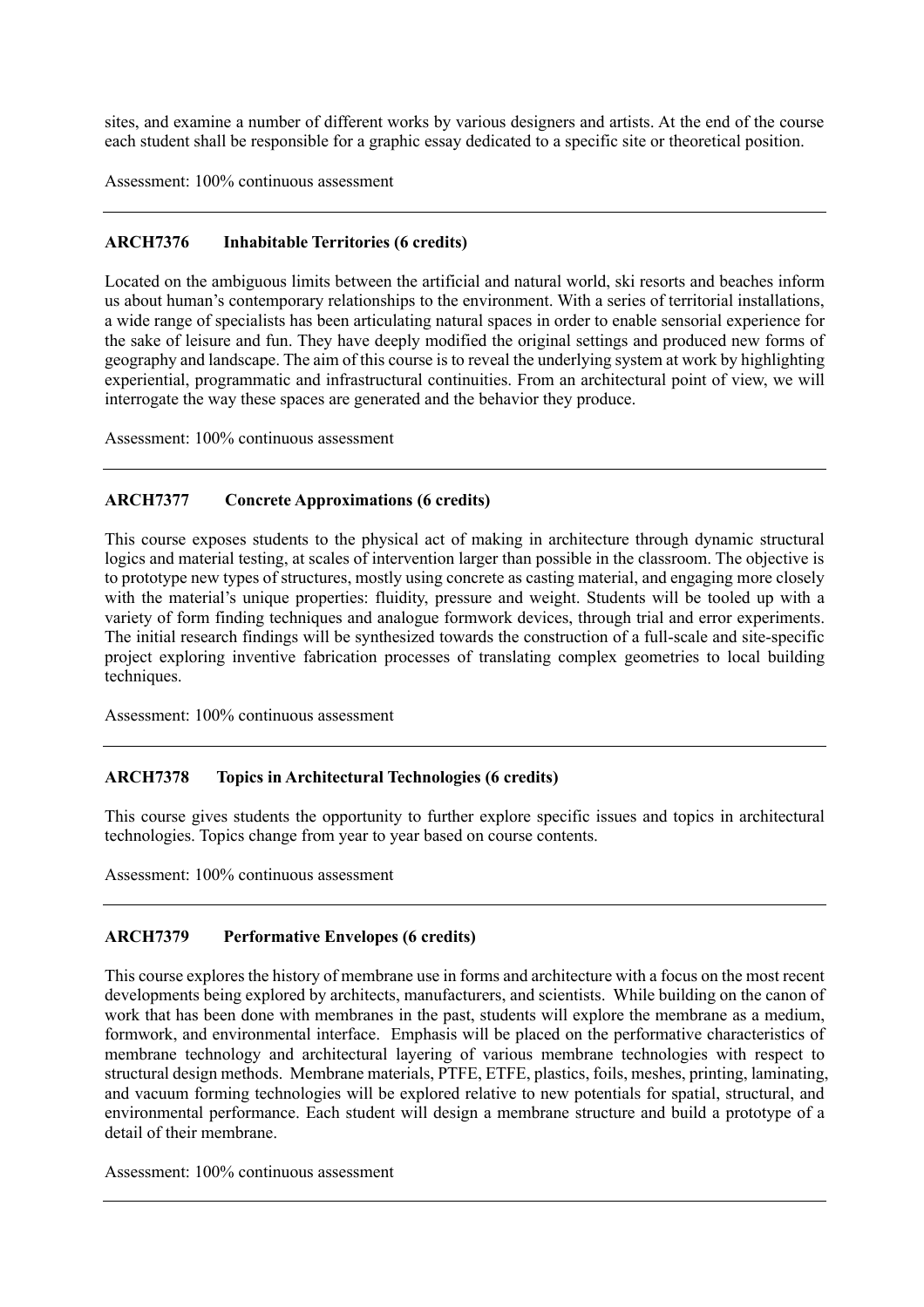sites, and examine a number of different works by various designers and artists. At the end of the course each student shall be responsible for a graphic essay dedicated to a specific site or theoretical position.

Assessment: 100% continuous assessment

---

### ARCH7376 Inhabitable Territories (6 credits)

Located on the ambiguous limits between the artificial and natural world, ski resorts and beaches inform us about human's contemporary relationships to the environment. With a series of territorial installations, a wide range of specialists has been articulating natural spaces in order to enable sensorial experience for the sake of leisure and fun. They have deeply modified the original settings and produced new forms of geography and landscape. The aim of this course is to reveal the underlying system at work by highlighting experiential, programmatic and infrastructural continuities. From an architectural point of view, we will interrogate the way these spaces are generated and the behavior they produce.

Assessment: 100% continuous assessment

---

### ARCH7377 Concrete Approximations (6 credits)

This course exposes students to the physical act of making in architecture through dynamic structural logics and material testing, at scales of intervention larger than possible in the classroom. The objective is to prototype new types of structures, mostly using concrete as casting material, and engaging more closely with the material's unique properties: fluidity, pressure and weight. Students will be tooled up with a variety of form finding techniques and analogue formwork devices, through trial and error experiments. The initial research findings will be synthesized towards the construction of a full-scale and site-specific project exploring inventive fabrication processes of translating complex geometries to local building techniques.

Assessment: 100% continuous assessment

---

### ARCH7378 Topics in Architectural Technologies (6 credits)

This course gives students the opportunity to further explore specific issues and topics in architectural technologies. Topics change from year to year based on course contents.

Assessment: 100% continuous assessment

---

### ARCH7379 Performative Envelopes (6 credits)

This course explores the history of membrane use in forms and architecture with a focus on the most recent developments being explored by architects, manufacturers, and scientists. While building on the canon of work that has been done with membranes in the past, students will explore the membrane as a medium, formwork, and environmental interface. Emphasis will be placed on the performative characteristics of membrane technology and architectural layering of various membrane technologies with respect to structural design methods. Membrane materials, PTFE, ETFE, plastics, foils, meshes, printing, laminating, and vacuum forming technologies will be explored relative to new potentials for spatial, structural, and environmental performance. Each student will design a membrane structure and build a prototype of a detail of their membrane.

Assessment: 100% continuous assessment

---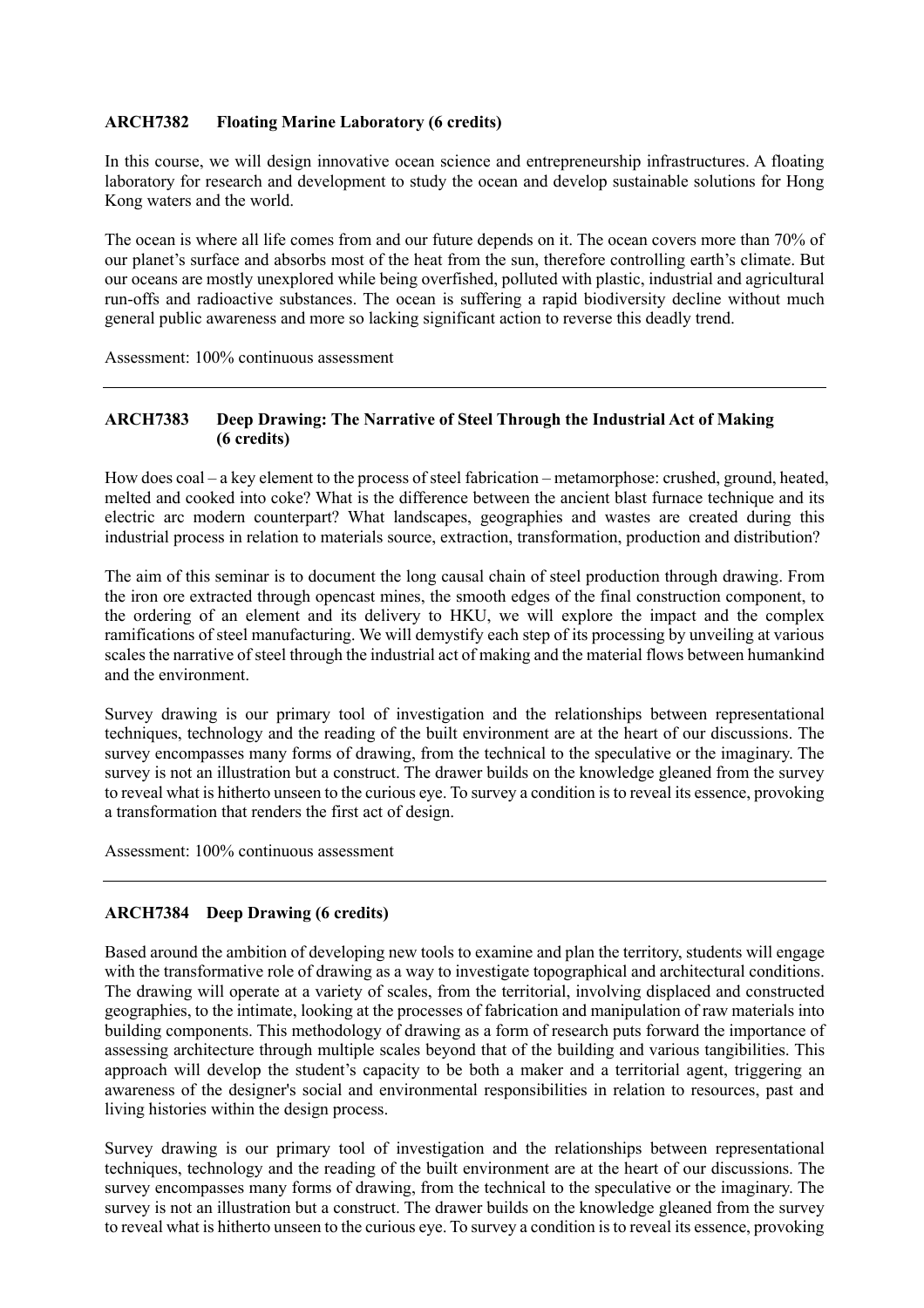### ARCH7382 Floating Marine Laboratory (6 credits)

In this course, we will design innovative ocean science and entrepreneurship infrastructures. A floating laboratory for research and development to study the ocean and develop sustainable solutions for Hong Kong waters and the world.

The ocean is where all life comes from and our future depends on it. The ocean covers more than 70% of our planet's surface and absorbs most of the heat from the sun, therefore controlling earth's climate. But our oceans are mostly unexplored while being overfished, polluted with plastic, industrial and agricultural run-offs and radioactive substances. The ocean is suffering a rapid biodiversity decline without much general public awareness and more so lacking significant action to reverse this deadly trend.

Assessment: 100% continuous assessment

---

### ARCH7383 Deep Drawing: The Narrative of Steel Through the Industrial Act of Making (6 credits)

How does coal – a key element to the process of steel fabrication – metamorphose: crushed, ground, heated, melted and cooked into coke? What is the difference between the ancient blast furnace technique and its electric arc modern counterpart? What landscapes, geographies and wastes are created during this industrial process in relation to materials source, extraction, transformation, production and distribution?

The aim of this seminar is to document the long causal chain of steel production through drawing. From the iron ore extracted through opencast mines, the smooth edges of the final construction component, to the ordering of an element and its delivery to HKU, we will explore the impact and the complex ramifications of steel manufacturing. We will demystify each step of its processing by unveiling at various scales the narrative of steel through the industrial act of making and the material flows between humankind and the environment.

Survey drawing is our primary tool of investigation and the relationships between representational techniques, technology and the reading of the built environment are at the heart of our discussions. The survey encompasses many forms of drawing, from the technical to the speculative or the imaginary. The survey is not an illustration but a construct. The drawer builds on the knowledge gleaned from the survey to reveal what is hitherto unseen to the curious eye. To survey a condition is to reveal its essence, provoking a transformation that renders the first act of design.

Assessment: 100% continuous assessment

---

### ARCH7384 Deep Drawing (6 credits)

Based around the ambition of developing new tools to examine and plan the territory, students will engage with the transformative role of drawing as a way to investigate topographical and architectural conditions. The drawing will operate at a variety of scales, from the territorial, involving displaced and constructed geographies, to the intimate, looking at the processes of fabrication and manipulation of raw materials into building components. This methodology of drawing as a form of research puts forward the importance of assessing architecture through multiple scales beyond that of the building and various tangibilities. This approach will develop the student's capacity to be both a maker and a territorial agent, triggering an awareness of the designer's social and environmental responsibilities in relation to resources, past and living histories within the design process.

Survey drawing is our primary tool of investigation and the relationships between representational techniques, technology and the reading of the built environment are at the heart of our discussions. The survey encompasses many forms of drawing, from the technical to the speculative or the imaginary. The survey is not an illustration but a construct. The drawer builds on the knowledge gleaned from the survey to reveal what is hitherto unseen to the curious eye. To survey a condition is to reveal its essence, provoking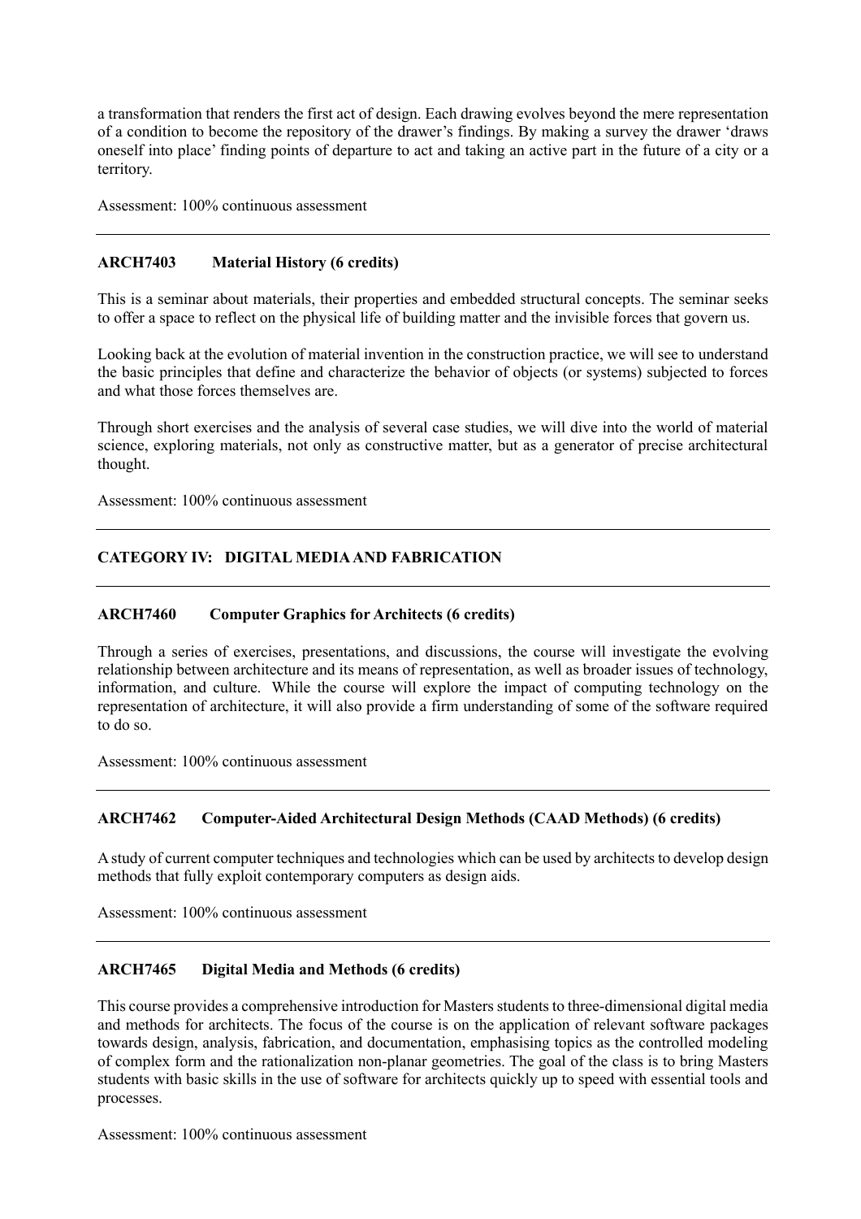a transformation that renders the first act of design. Each drawing evolves beyond the mere representation of a condition to become the repository of the drawer's findings. By making a survey the drawer 'draws oneself into place' finding points of departure to act and taking an active part in the future of a city or a territory.

Assessment: 100% continuous assessment

---

### ARCH7403 Material History (6 credits)

This is a seminar about materials, their properties and embedded structural concepts. The seminar seeks to offer a space to reflect on the physical life of building matter and the invisible forces that govern us.

Looking back at the evolution of material invention in the construction practice, we will see to understand the basic principles that define and characterize the behavior of objects (or systems) subjected to forces and what those forces themselves are.

Through short exercises and the analysis of several case studies, we will dive into the world of material science, exploring materials, not only as constructive matter, but as a generator of precise architectural thought.

Assessment: 100% continuous assessment

---

## CATEGORY IV: DIGITAL MEDIA AND FABRICATION

---

### ARCH7460 Computer Graphics for Architects (6 credits)

Through a series of exercises, presentations, and discussions, the course will investigate the evolving relationship between architecture and its means of representation, as well as broader issues of technology, information, and culture. While the course will explore the impact of computing technology on the representation of architecture, it will also provide a firm understanding of some of the software required to do so.

Assessment: 100% continuous assessment

---

### ARCH7462 Computer-Aided Architectural Design Methods (CAAD Methods) (6 credits)

A study of current computer techniques and technologies which can be used by architects to develop design methods that fully exploit contemporary computers as design aids.

Assessment: 100% continuous assessment

---

### ARCH7465 Digital Media and Methods (6 credits)

This course provides a comprehensive introduction for Masters students to three-dimensional digital media and methods for architects. The focus of the course is on the application of relevant software packages towards design, analysis, fabrication, and documentation, emphasising topics as the controlled modeling of complex form and the rationalization non-planar geometries. The goal of the class is to bring Masters students with basic skills in the use of software for architects quickly up to speed with essential tools and processes.

Assessment: 100% continuous assessment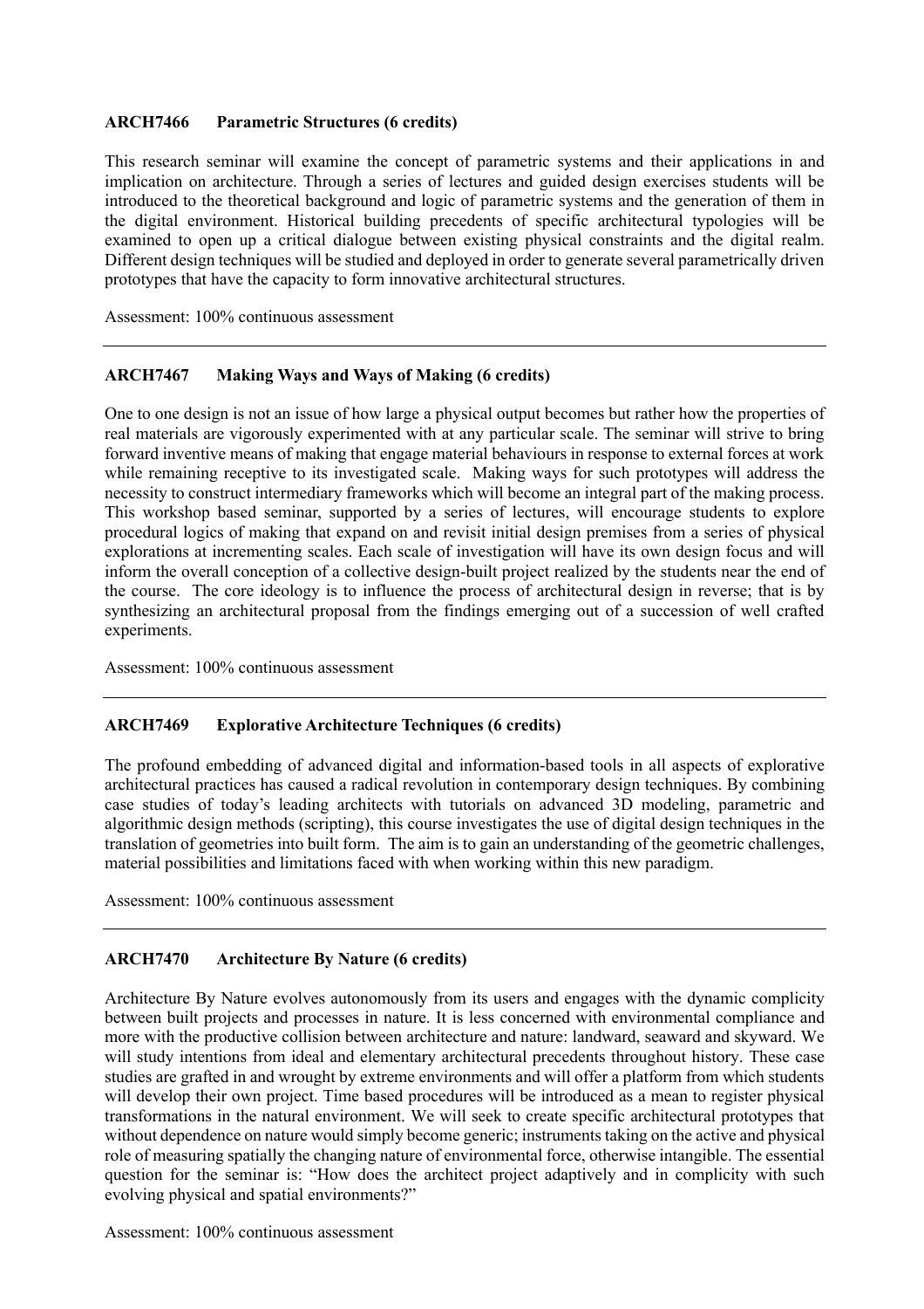### ARCH7466 Parametric Structures (6 credits)

This research seminar will examine the concept of parametric systems and their applications in and implication on architecture. Through a series of lectures and guided design exercises students will be introduced to the theoretical background and logic of parametric systems and the generation of them in the digital environment. Historical building precedents of specific architectural typologies will be examined to open up a critical dialogue between existing physical constraints and the digital realm. Different design techniques will be studied and deployed in order to generate several parametrically driven prototypes that have the capacity to form innovative architectural structures.

Assessment: 100% continuous assessment

---

### ARCH7467 Making Ways and Ways of Making (6 credits)

One to one design is not an issue of how large a physical output becomes but rather how the properties of real materials are vigorously experimented with at any particular scale. The seminar will strive to bring forward inventive means of making that engage material behaviours in response to external forces at work while remaining receptive to its investigated scale. Making ways for such prototypes will address the necessity to construct intermediary frameworks which will become an integral part of the making process. This workshop based seminar, supported by a series of lectures, will encourage students to explore procedural logics of making that expand on and revisit initial design premises from a series of physical explorations at incrementing scales. Each scale of investigation will have its own design focus and will inform the overall conception of a collective design-built project realized by the students near the end of the course. The core ideology is to influence the process of architectural design in reverse; that is by synthesizing an architectural proposal from the findings emerging out of a succession of well crafted experiments.

Assessment: 100% continuous assessment

---

### ARCH7469 Explorative Architecture Techniques (6 credits)

The profound embedding of advanced digital and information-based tools in all aspects of explorative architectural practices has caused a radical revolution in contemporary design techniques. By combining case studies of today's leading architects with tutorials on advanced 3D modeling, parametric and algorithmic design methods (scripting), this course investigates the use of digital design techniques in the translation of geometries into built form. The aim is to gain an understanding of the geometric challenges, material possibilities and limitations faced with when working within this new paradigm.

Assessment: 100% continuous assessment

---

### ARCH7470 Architecture By Nature (6 credits)

Architecture By Nature evolves autonomously from its users and engages with the dynamic complicity between built projects and processes in nature. It is less concerned with environmental compliance and more with the productive collision between architecture and nature: landward, seaward and skyward. We will study intentions from ideal and elementary architectural precedents throughout history. These case studies are grafted in and wrought by extreme environments and will offer a platform from which students will develop their own project. Time based procedures will be introduced as a mean to register physical transformations in the natural environment. We will seek to create specific architectural prototypes that without dependence on nature would simply become generic; instruments taking on the active and physical role of measuring spatially the changing nature of environmental force, otherwise intangible. The essential question for the seminar is: "How does the architect project adaptively and in complicity with such evolving physical and spatial environments?"

Assessment: 100% continuous assessment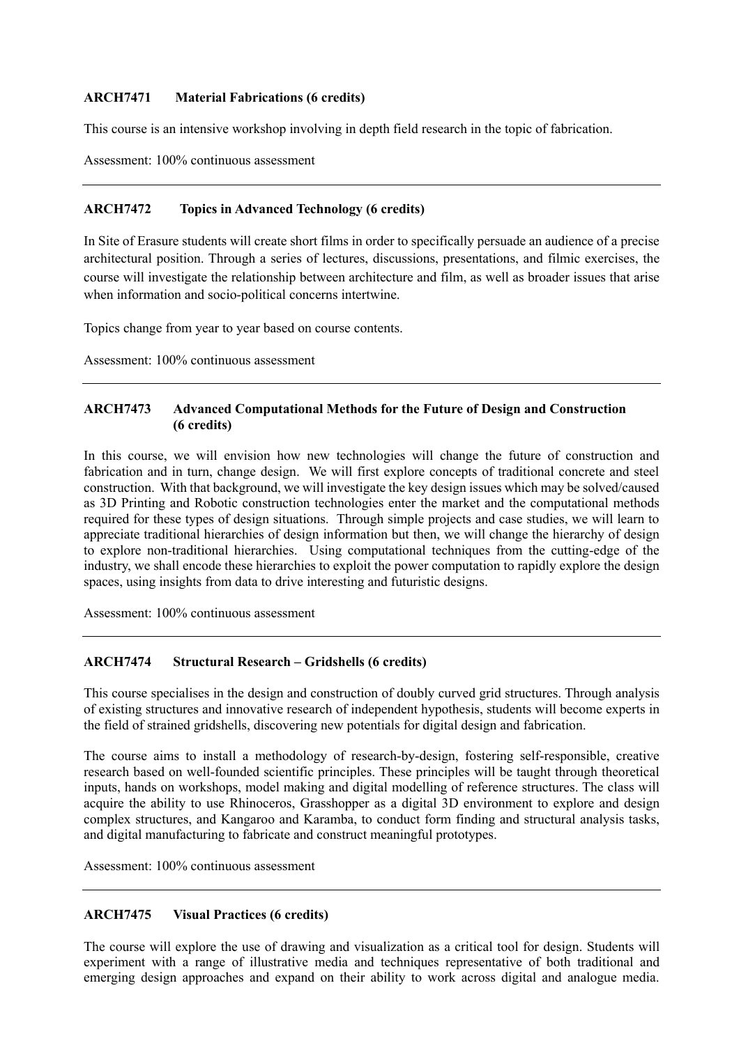**ARCH7471 Material Fabrications (6 credits)**

This course is an intensive workshop involving in depth field research in the topic of fabrication.

Assessment: 100% continuous assessment

---

**ARCH7472 Topics in Advanced Technology (6 credits)**

In Site of Erasure students will create short films in order to specifically persuade an audience of a precise architectural position. Through a series of lectures, discussions, presentations, and filmic exercises, the course will investigate the relationship between architecture and film, as well as broader issues that arise when information and socio-political concerns intertwine.

Topics change from year to year based on course contents.

Assessment: 100% continuous assessment

---

**ARCH7473 Advanced Computational Methods for the Future of Design and Construction (6 credits)**

In this course, we will envision how new technologies will change the future of construction and fabrication and in turn, change design. We will first explore concepts of traditional concrete and steel construction. With that background, we will investigate the key design issues which may be solved/caused as 3D Printing and Robotic construction technologies enter the market and the computational methods required for these types of design situations. Through simple projects and case studies, we will learn to appreciate traditional hierarchies of design information but then, we will change the hierarchy of design to explore non-traditional hierarchies. Using computational techniques from the cutting-edge of the industry, we shall encode these hierarchies to exploit the power computation to rapidly explore the design spaces, using insights from data to drive interesting and futuristic designs.

Assessment: 100% continuous assessment

---

**ARCH7474 Structural Research – Gridshells (6 credits)**

This course specialises in the design and construction of doubly curved grid structures. Through analysis of existing structures and innovative research of independent hypothesis, students will become experts in the field of strained gridshells, discovering new potentials for digital design and fabrication.

The course aims to install a methodology of research-by-design, fostering self-responsible, creative research based on well-founded scientific principles. These principles will be taught through theoretical inputs, hands on workshops, model making and digital modelling of reference structures. The class will acquire the ability to use Rhinoceros, Grasshopper as a digital 3D environment to explore and design complex structures, and Kangaroo and Karamba, to conduct form finding and structural analysis tasks, and digital manufacturing to fabricate and construct meaningful prototypes.

Assessment: 100% continuous assessment

---

**ARCH7475 Visual Practices (6 credits)**

The course will explore the use of drawing and visualization as a critical tool for design. Students will experiment with a range of illustrative media and techniques representative of both traditional and emerging design approaches and expand on their ability to work across digital and analogue media.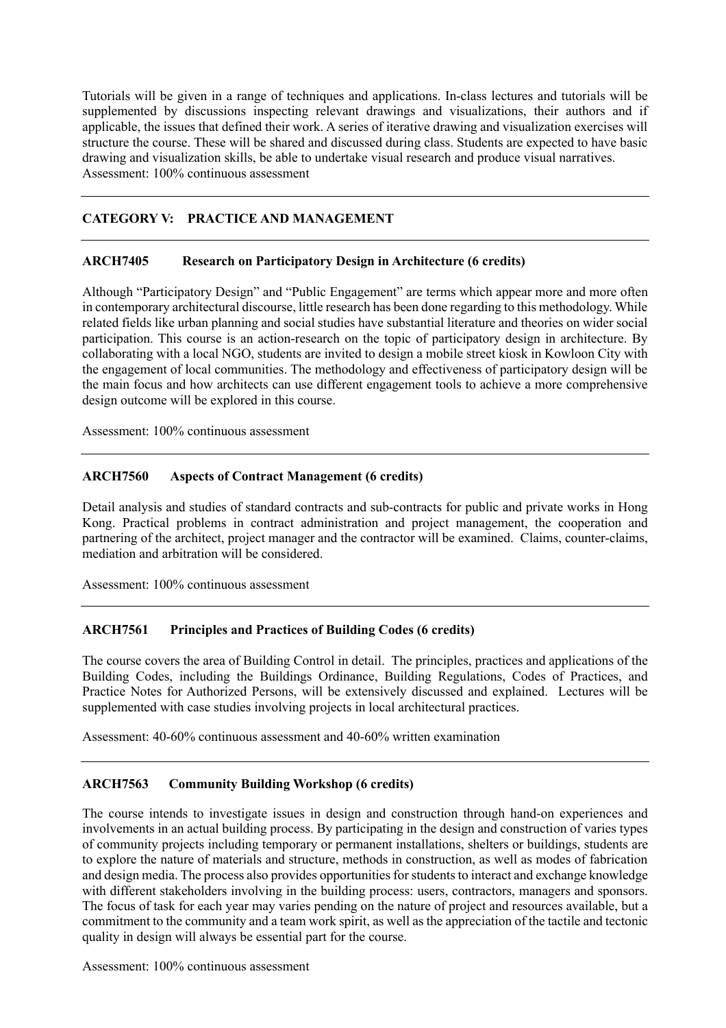Tutorials will be given in a range of techniques and applications. In-class lectures and tutorials will be supplemented by discussions inspecting relevant drawings and visualizations, their authors and if applicable, the issues that defined their work. A series of iterative drawing and visualization exercises will structure the course. These will be shared and discussed during class. Students are expected to have basic drawing and visualization skills, be able to undertake visual research and produce visual narratives.
Assessment: 100% continuous assessment

---

## CATEGORY V: PRACTICE AND MANAGEMENT

---

### ARCH7405 Research on Participatory Design in Architecture (6 credits)

Although "Participatory Design" and "Public Engagement" are terms which appear more and more often in contemporary architectural discourse, little research has been done regarding to this methodology. While related fields like urban planning and social studies have substantial literature and theories on wider social participation. This course is an action-research on the topic of participatory design in architecture. By collaborating with a local NGO, students are invited to design a mobile street kiosk in Kowloon City with the engagement of local communities. The methodology and effectiveness of participatory design will be the main focus and how architects can use different engagement tools to achieve a more comprehensive design outcome will be explored in this course.

Assessment: 100% continuous assessment

---

### ARCH7560 Aspects of Contract Management (6 credits)

Detail analysis and studies of standard contracts and sub-contracts for public and private works in Hong Kong. Practical problems in contract administration and project management, the cooperation and partnering of the architect, project manager and the contractor will be examined. Claims, counter-claims, mediation and arbitration will be considered.

Assessment: 100% continuous assessment

---

### ARCH7561 Principles and Practices of Building Codes (6 credits)

The course covers the area of Building Control in detail. The principles, practices and applications of the Building Codes, including the Buildings Ordinance, Building Regulations, Codes of Practices, and Practice Notes for Authorized Persons, will be extensively discussed and explained. Lectures will be supplemented with case studies involving projects in local architectural practices.

Assessment: 40-60% continuous assessment and 40-60% written examination

---

### ARCH7563 Community Building Workshop (6 credits)

The course intends to investigate issues in design and construction through hand-on experiences and involvements in an actual building process. By participating in the design and construction of varies types of community projects including temporary or permanent installations, shelters or buildings, students are to explore the nature of materials and structure, methods in construction, as well as modes of fabrication and design media. The process also provides opportunities for students to interact and exchange knowledge with different stakeholders involving in the building process: users, contractors, managers and sponsors. The focus of task for each year may varies pending on the nature of project and resources available, but a commitment to the community and a team work spirit, as well as the appreciation of the tactile and tectonic quality in design will always be essential part for the course.

Assessment: 100% continuous assessment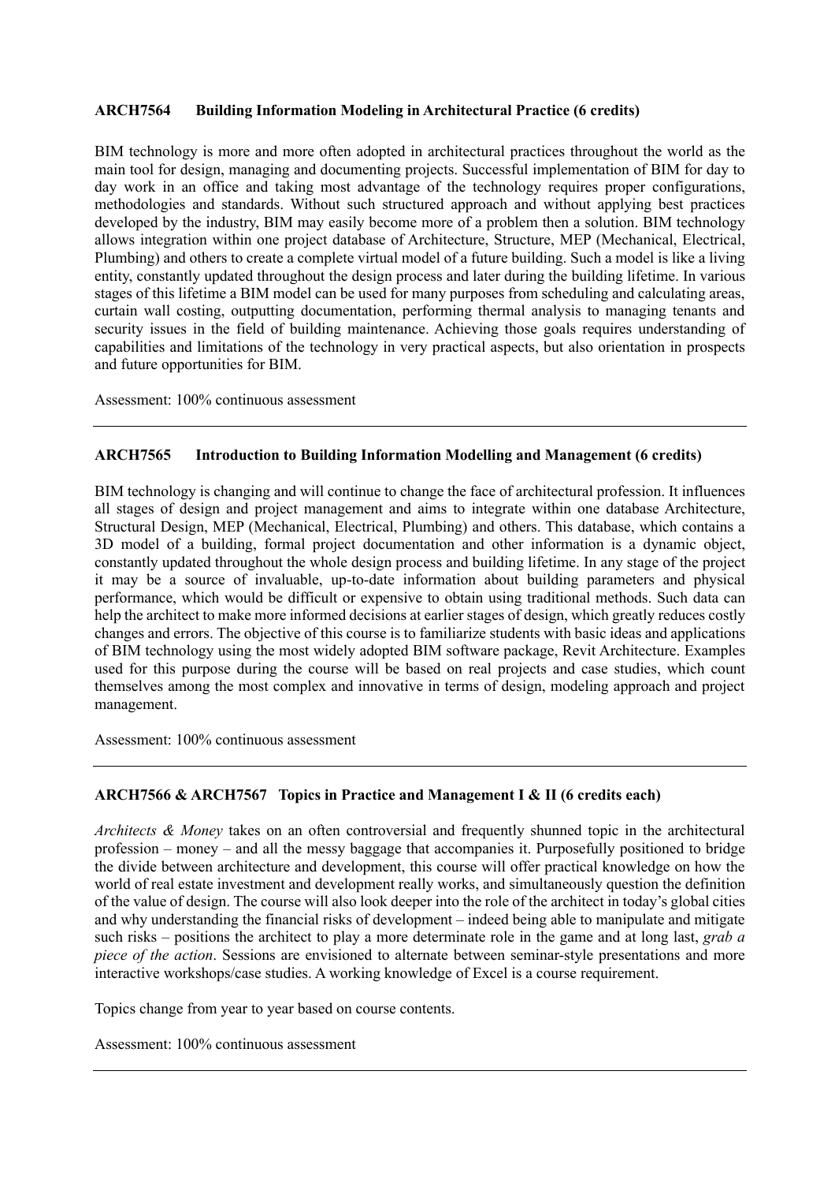**ARCH7564 Building Information Modeling in Architectural Practice (6 credits)**

BIM technology is more and more often adopted in architectural practices throughout the world as the main tool for design, managing and documenting projects. Successful implementation of BIM for day to day work in an office and taking most advantage of the technology requires proper configurations, methodologies and standards. Without such structured approach and without applying best practices developed by the industry, BIM may easily become more of a problem then a solution. BIM technology allows integration within one project database of Architecture, Structure, MEP (Mechanical, Electrical, Plumbing) and others to create a complete virtual model of a future building. Such a model is like a living entity, constantly updated throughout the design process and later during the building lifetime. In various stages of this lifetime a BIM model can be used for many purposes from scheduling and calculating areas, curtain wall costing, outputting documentation, performing thermal analysis to managing tenants and security issues in the field of building maintenance. Achieving those goals requires understanding of capabilities and limitations of the technology in very practical aspects, but also orientation in prospects and future opportunities for BIM.

Assessment: 100% continuous assessment

---

**ARCH7565 Introduction to Building Information Modelling and Management (6 credits)**

BIM technology is changing and will continue to change the face of architectural profession. It influences all stages of design and project management and aims to integrate within one database Architecture, Structural Design, MEP (Mechanical, Electrical, Plumbing) and others. This database, which contains a 3D model of a building, formal project documentation and other information is a dynamic object, constantly updated throughout the whole design process and building lifetime. In any stage of the project it may be a source of invaluable, up-to-date information about building parameters and physical performance, which would be difficult or expensive to obtain using traditional methods. Such data can help the architect to make more informed decisions at earlier stages of design, which greatly reduces costly changes and errors. The objective of this course is to familiarize students with basic ideas and applications of BIM technology using the most widely adopted BIM software package, Revit Architecture. Examples used for this purpose during the course will be based on real projects and case studies, which count themselves among the most complex and innovative in terms of design, modeling approach and project management.

Assessment: 100% continuous assessment

---

**ARCH7566 & ARCH7567 Topics in Practice and Management I & II (6 credits each)**

*Architects & Money* takes on an often controversial and frequently shunned topic in the architectural profession – money – and all the messy baggage that accompanies it. Purposefully positioned to bridge the divide between architecture and development, this course will offer practical knowledge on how the world of real estate investment and development really works, and simultaneously question the definition of the value of design. The course will also look deeper into the role of the architect in today's global cities and why understanding the financial risks of development – indeed being able to manipulate and mitigate such risks – positions the architect to play a more determinate role in the game and at long last, *grab a piece of the action*. Sessions are envisioned to alternate between seminar-style presentations and more interactive workshops/case studies. A working knowledge of Excel is a course requirement.

Topics change from year to year based on course contents.

Assessment: 100% continuous assessment

---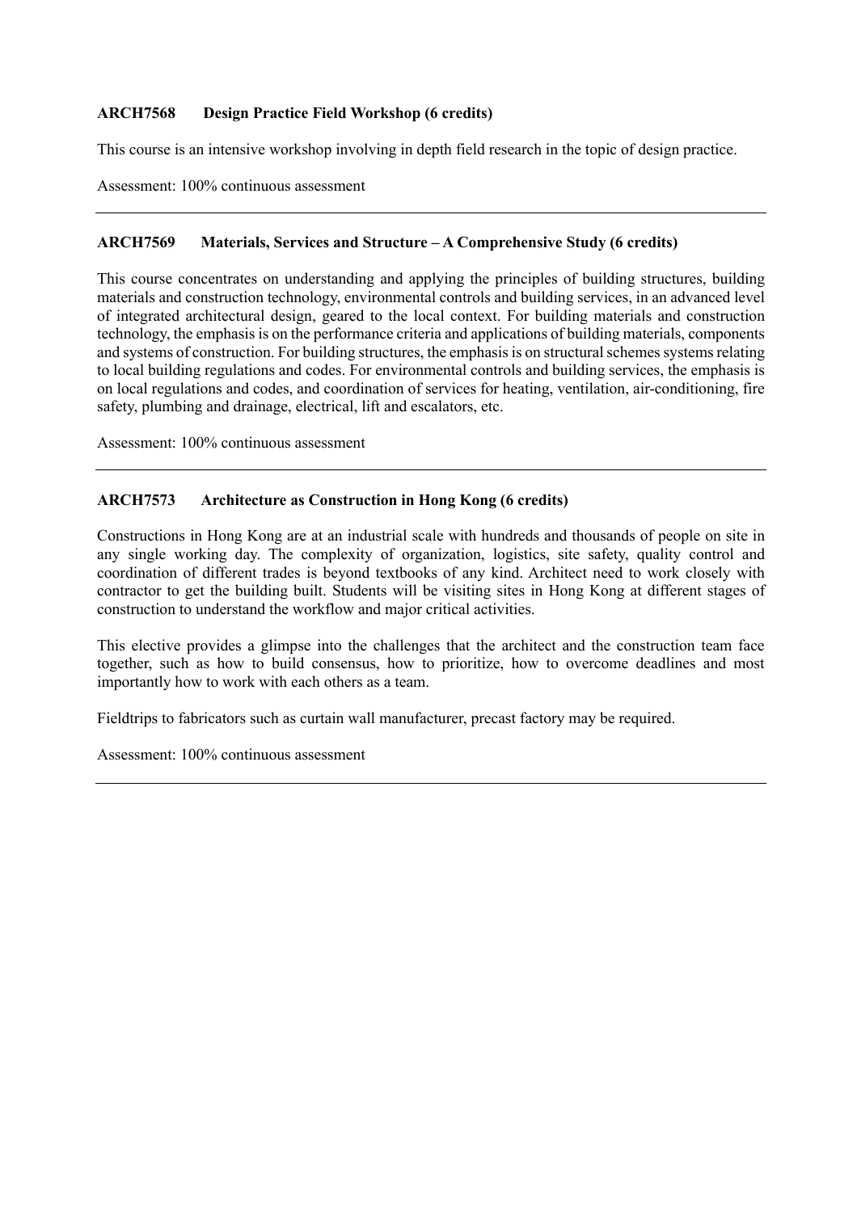**ARCH7568 Design Practice Field Workshop (6 credits)**

This course is an intensive workshop involving in depth field research in the topic of design practice.

Assessment: 100% continuous assessment

---

**ARCH7569 Materials, Services and Structure – A Comprehensive Study (6 credits)**

This course concentrates on understanding and applying the principles of building structures, building materials and construction technology, environmental controls and building services, in an advanced level of integrated architectural design, geared to the local context. For building materials and construction technology, the emphasis is on the performance criteria and applications of building materials, components and systems of construction. For building structures, the emphasis is on structural schemes systems relating to local building regulations and codes. For environmental controls and building services, the emphasis is on local regulations and codes, and coordination of services for heating, ventilation, air-conditioning, fire safety, plumbing and drainage, electrical, lift and escalators, etc.

Assessment: 100% continuous assessment

---

**ARCH7573 Architecture as Construction in Hong Kong (6 credits)**

Constructions in Hong Kong are at an industrial scale with hundreds and thousands of people on site in any single working day. The complexity of organization, logistics, site safety, quality control and coordination of different trades is beyond textbooks of any kind. Architect need to work closely with contractor to get the building built. Students will be visiting sites in Hong Kong at different stages of construction to understand the workflow and major critical activities.

This elective provides a glimpse into the challenges that the architect and the construction team face together, such as how to build consensus, how to prioritize, how to overcome deadlines and most importantly how to work with each others as a team.

Fieldtrips to fabricators such as curtain wall manufacturer, precast factory may be required.

Assessment: 100% continuous assessment

---